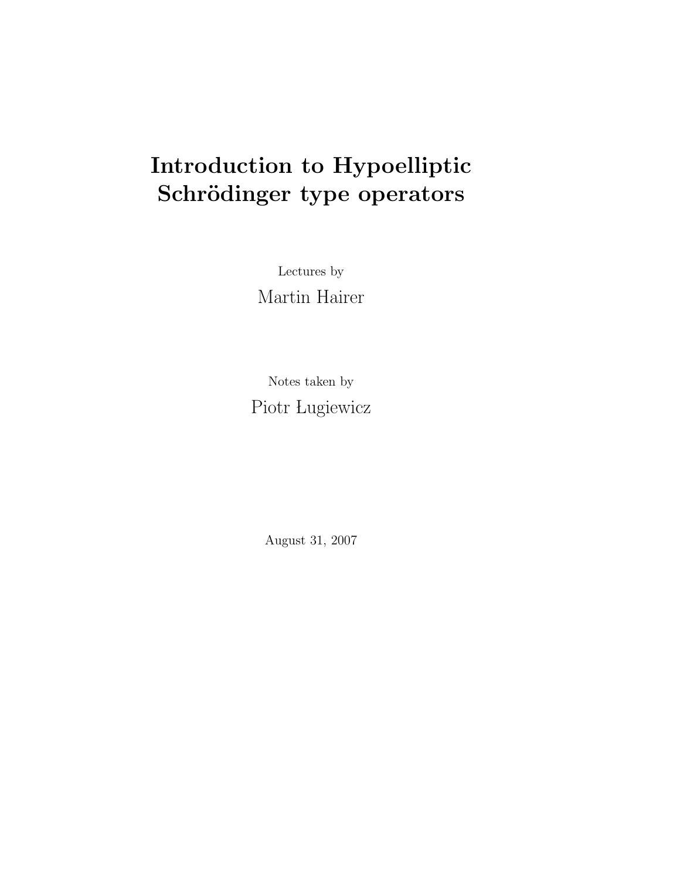# Introduction to Hypoelliptic Schrödinger type operators

Lectures by

Martin Hairer

Notes taken by

Piotr Ługiewicz

August 31, 2007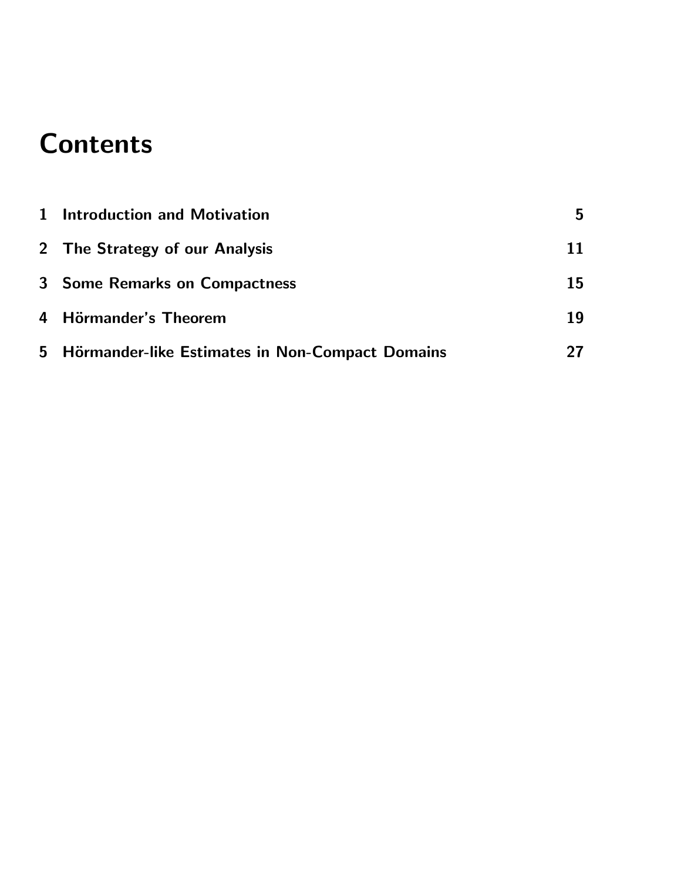# Contents

| | | |
|---|---|---|
| 1 | **Introduction and Motivation** | 5 |
| 2 | **The Strategy of our Analysis** | 11 |
| 3 | **Some Remarks on Compactness** | 15 |
| 4 | **Hörmander's Theorem** | 19 |
| 5 | **Hörmander-like Estimates in Non-Compact Domains** | 27 |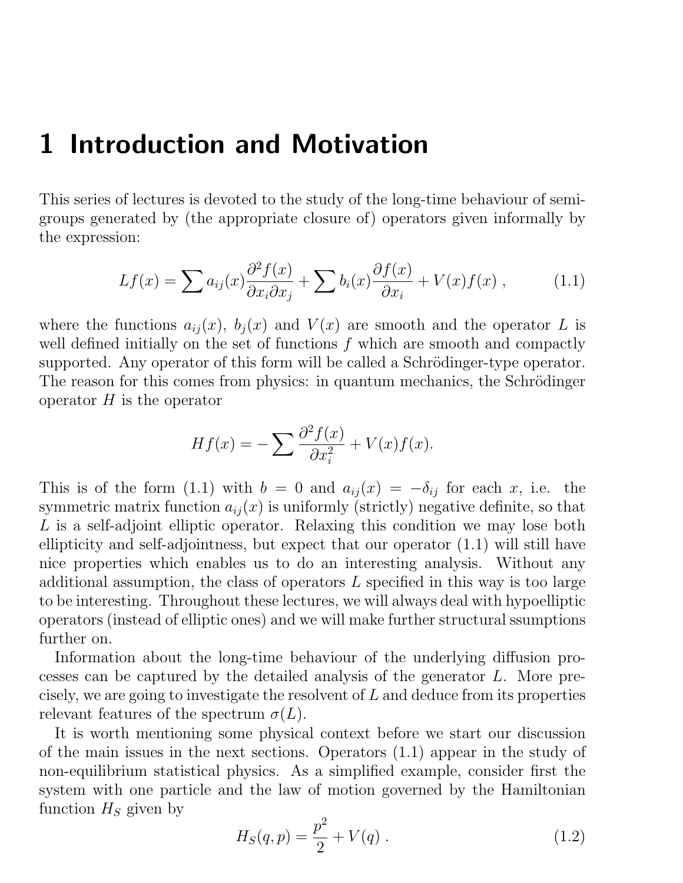# 1 Introduction and Motivation

This series of lectures is devoted to the study of the long-time behaviour of semigroups generated by (the appropriate closure of) operators given informally by the expression:

$$Lf(x) = \sum a_{ij}(x) \frac{\partial^2 f(x)}{\partial x_i \partial x_j} + \sum b_i(x) \frac{\partial f(x)}{\partial x_i} + V(x) f(x) \,, \tag{1.1}$$

where the functions $a_{ij}(x)$, $b_j(x)$ and $V(x)$ are smooth and the operator $L$ is well defined initially on the set of functions $f$ which are smooth and compactly supported. Any operator of this form will be called a Schrödinger-type operator. The reason for this comes from physics: in quantum mechanics, the Schrödinger operator $H$ is the operator

$$Hf(x) = -\sum \frac{\partial^2 f(x)}{\partial x_i^2} + V(x) f(x).$$

This is of the form (1.1) with $b = 0$ and $a_{ij}(x) = -\delta_{ij}$ for each $x$, i.e. the symmetric matrix function $a_{ij}(x)$ is uniformly (strictly) negative definite, so that $L$ is a self-adjoint elliptic operator. Relaxing this condition we may lose both ellipticity and self-adjointness, but expect that our operator (1.1) will still have nice properties which enables us to do an interesting analysis. Without any additional assumption, the class of operators $L$ specified in this way is too large to be interesting. Throughout these lectures, we will always deal with hypoelliptic operators (instead of elliptic ones) and we will make further structural ssumptions further on.

Information about the long-time behaviour of the underlying diffusion processes can be captured by the detailed analysis of the generator $L$. More precisely, we are going to investigate the resolvent of $L$ and deduce from its properties relevant features of the spectrum $\sigma(L)$.

It is worth mentioning some physical context before we start our discussion of the main issues in the next sections. Operators (1.1) appear in the study of non-equilibrium statistical physics. As a simplified example, consider first the system with one particle and the law of motion governed by the Hamiltonian function $H_S$ given by

$$H_S(q, p) = \frac{p^2}{2} + V(q) \,. \tag{1.2}$$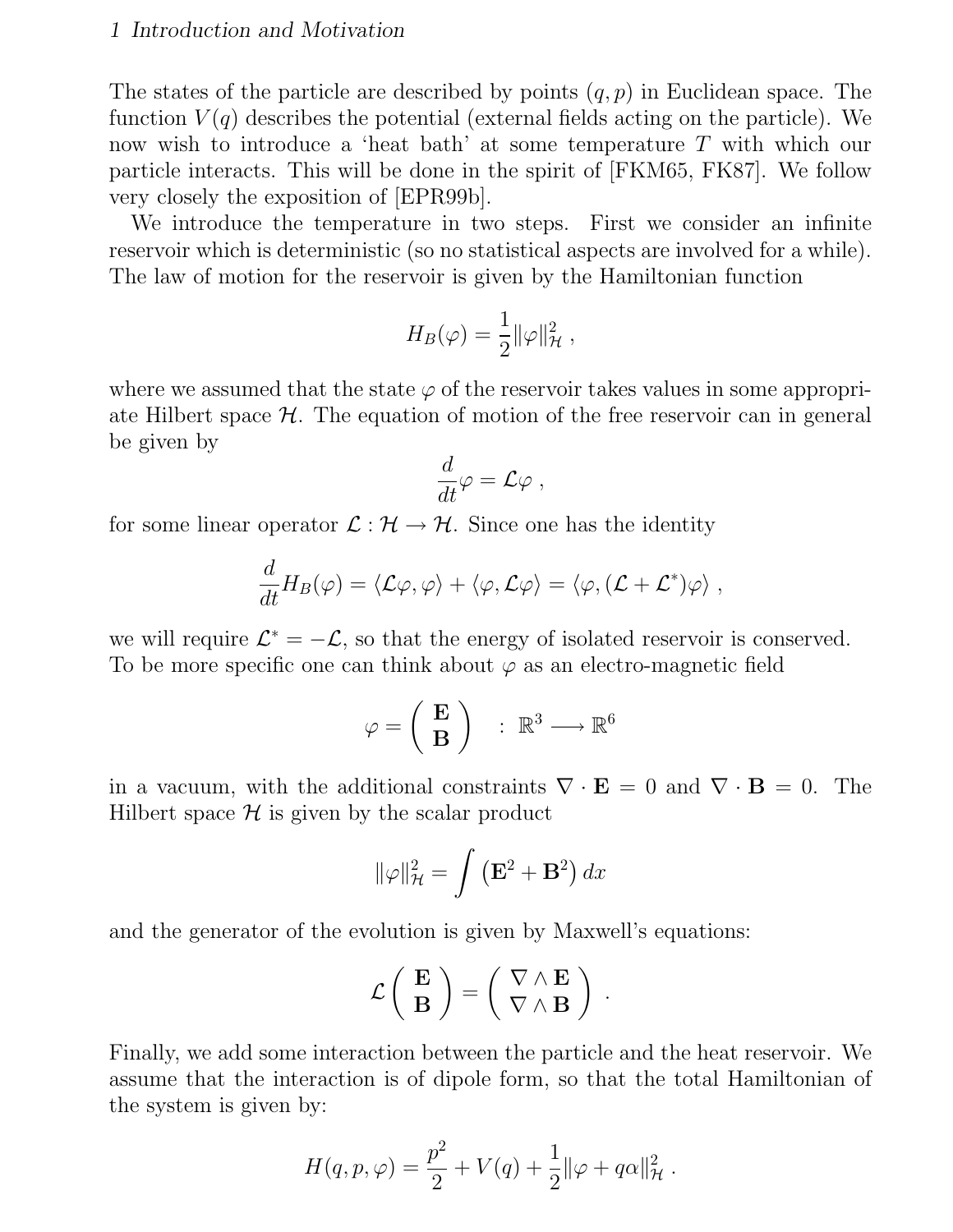The states of the particle are described by points $(q, p)$ in Euclidean space. The function $V(q)$ describes the potential (external fields acting on the particle). We now wish to introduce a 'heat bath' at some temperature $T$ with which our particle interacts. This will be done in the spirit of [FKM65, FK87]. We follow very closely the exposition of [EPR99b].

We introduce the temperature in two steps. First we consider an infinite reservoir which is deterministic (so no statistical aspects are involved for a while). The law of motion for the reservoir is given by the Hamiltonian function

$$H_B(\varphi) = \frac{1}{2}\|\varphi\|_{\mathcal{H}}^2 ,$$

where we assumed that the state $\varphi$ of the reservoir takes values in some appropriate Hilbert space $\mathcal{H}$. The equation of motion of the free reservoir can in general be given by

$$\frac{d}{dt}\varphi = \mathcal{L}\varphi ,$$

for some linear operator $\mathcal{L} : \mathcal{H} \to \mathcal{H}$. Since one has the identity

$$\frac{d}{dt}H_B(\varphi) = \langle \mathcal{L}\varphi, \varphi \rangle + \langle \varphi, \mathcal{L}\varphi \rangle = \langle \varphi, (\mathcal{L} + \mathcal{L}^*)\varphi \rangle ,$$

we will require $\mathcal{L}^* = -\mathcal{L}$, so that the energy of isolated reservoir is conserved. To be more specific one can think about $\varphi$ as an electro-magnetic field

$$\varphi = \begin{pmatrix} \mathbf{E} \\ \mathbf{B} \end{pmatrix} \quad : \mathbb{R}^3 \longrightarrow \mathbb{R}^6$$

in a vacuum, with the additional constraints $\nabla \cdot \mathbf{E} = 0$ and $\nabla \cdot \mathbf{B} = 0$. The Hilbert space $\mathcal{H}$ is given by the scalar product

$$\|\varphi\|_{\mathcal{H}}^2 = \int \left(\mathbf{E}^2 + \mathbf{B}^2\right) dx$$

and the generator of the evolution is given by Maxwell's equations:

$$\mathcal{L}\begin{pmatrix} \mathbf{E} \\ \mathbf{B} \end{pmatrix} = \begin{pmatrix} \nabla \wedge \mathbf{E} \\ \nabla \wedge \mathbf{B} \end{pmatrix} .$$

Finally, we add some interaction between the particle and the heat reservoir. We assume that the interaction is of dipole form, so that the total Hamiltonian of the system is given by:

$$H(q, p, \varphi) = \frac{p^2}{2} + V(q) + \frac{1}{2}\|\varphi + q\alpha\|_{\mathcal{H}}^2 .$$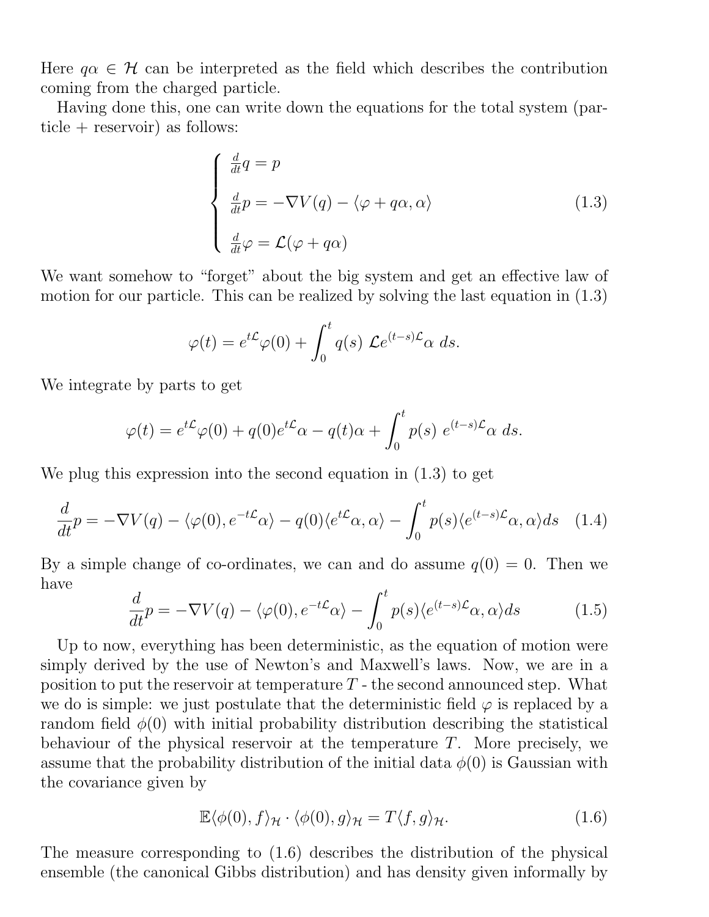Here $q\alpha \in \mathcal{H}$ can be interpreted as the field which describes the contribution coming from the charged particle.

Having done this, one can write down the equations for the total system (particle + reservoir) as follows:

$$\begin{cases} \frac{d}{dt}q = p \\ \frac{d}{dt}p = -\nabla V(q) - \langle \varphi + q\alpha, \alpha \rangle \\ \frac{d}{dt}\varphi = \mathcal{L}(\varphi + q\alpha) \end{cases} \tag{1.3}$$

We want somehow to "forget" about the big system and get an effective law of motion for our particle. This can be realized by solving the last equation in (1.3)

$$\varphi(t) = e^{t\mathcal{L}}\varphi(0) + \int_0^t q(s)\ \mathcal{L}e^{(t-s)\mathcal{L}}\alpha\ ds.$$

We integrate by parts to get

$$\varphi(t) = e^{t\mathcal{L}}\varphi(0) + q(0)e^{t\mathcal{L}}\alpha - q(t)\alpha + \int_0^t p(s)\ e^{(t-s)\mathcal{L}}\alpha\ ds.$$

We plug this expression into the second equation in (1.3) to get

$$\frac{d}{dt}p = -\nabla V(q) - \langle \varphi(0), e^{-t\mathcal{L}}\alpha \rangle - q(0)\langle e^{t\mathcal{L}}\alpha, \alpha \rangle - \int_0^t p(s)\langle e^{(t-s)\mathcal{L}}\alpha, \alpha \rangle ds \tag{1.4}$$

By a simple change of co-ordinates, we can and do assume $q(0) = 0$. Then we have

$$\frac{d}{dt}p = -\nabla V(q) - \langle \varphi(0), e^{-t\mathcal{L}}\alpha \rangle - \int_0^t p(s)\langle e^{(t-s)\mathcal{L}}\alpha, \alpha \rangle ds \tag{1.5}$$

Up to now, everything has been deterministic, as the equation of motion were simply derived by the use of Newton's and Maxwell's laws. Now, we are in a position to put the reservoir at temperature $T$ - the second announced step. What we do is simple: we just postulate that the deterministic field $\varphi$ is replaced by a random field $\phi(0)$ with initial probability distribution describing the statistical behaviour of the physical reservoir at the temperature $T$. More precisely, we assume that the probability distribution of the initial data $\phi(0)$ is Gaussian with the covariance given by

$$\mathbb{E}\langle \phi(0), f \rangle_{\mathcal{H}} \cdot \langle \phi(0), g \rangle_{\mathcal{H}} = T\langle f, g \rangle_{\mathcal{H}}. \tag{1.6}$$

The measure corresponding to (1.6) describes the distribution of the physical ensemble (the canonical Gibbs distribution) and has density given informally by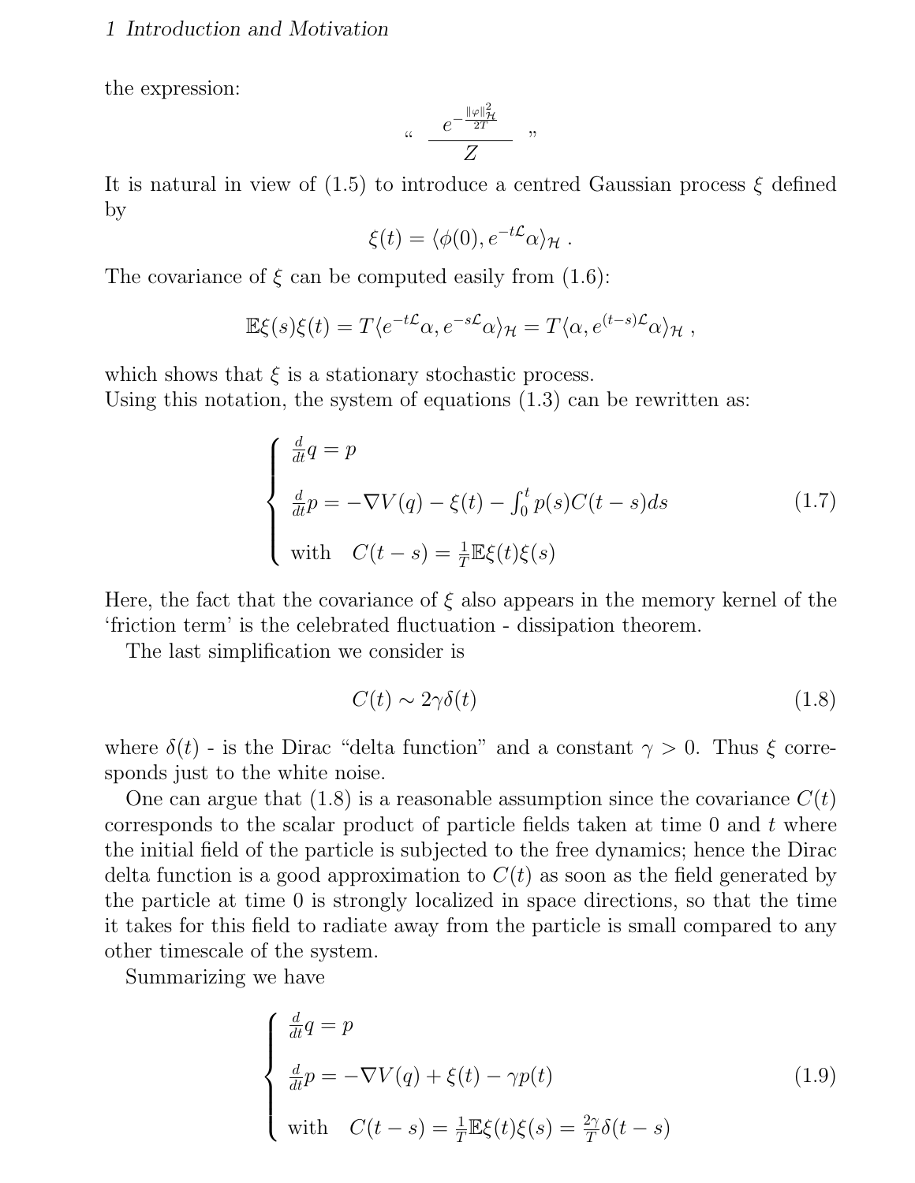the expression:

$$“ \quad \frac{e^{-\frac{\|\varphi\|^2_{\mathcal{H}}}{2T}}}{Z} \quad ”$$

It is natural in view of (1.5) to introduce a centred Gaussian process $\xi$ defined by

$$\xi(t) = \langle \phi(0), e^{-t\mathcal{L}}\alpha \rangle_{\mathcal{H}} \ .$$

The covariance of $\xi$ can be computed easily from (1.6):

$$\mathbb{E}\xi(s)\xi(t) = T\langle e^{-t\mathcal{L}}\alpha, e^{-s\mathcal{L}}\alpha \rangle_{\mathcal{H}} = T\langle \alpha, e^{(t-s)\mathcal{L}}\alpha \rangle_{\mathcal{H}} \ ,$$

which shows that $\xi$ is a stationary stochastic process.
Using this notation, the system of equations (1.3) can be rewritten as:

$$\begin{cases} \frac{d}{dt}q = p \\ \frac{d}{dt}p = -\nabla V(q) - \xi(t) - \int_0^t p(s)C(t-s)ds \\ \text{with} \quad C(t-s) = \frac{1}{T}\mathbb{E}\xi(t)\xi(s) \end{cases} \tag{1.7}$$

Here, the fact that the covariance of $\xi$ also appears in the memory kernel of the ‘friction term’ is the celebrated fluctuation - dissipation theorem.

The last simplification we consider is

$$C(t) \sim 2\gamma\delta(t) \tag{1.8}$$

where $\delta(t)$ - is the Dirac “delta function” and a constant $\gamma > 0$. Thus $\xi$ corresponds just to the white noise.

One can argue that (1.8) is a reasonable assumption since the covariance $C(t)$ corresponds to the scalar product of particle fields taken at time 0 and $t$ where the initial field of the particle is subjected to the free dynamics; hence the Dirac delta function is a good approximation to $C(t)$ as soon as the field generated by the particle at time 0 is strongly localized in space directions, so that the time it takes for this field to radiate away from the particle is small compared to any other timescale of the system.

Summarizing we have

$$\begin{cases} \frac{d}{dt}q = p \\ \frac{d}{dt}p = -\nabla V(q) + \xi(t) - \gamma p(t) \\ \text{with} \quad C(t-s) = \frac{1}{T}\mathbb{E}\xi(t)\xi(s) = \frac{2\gamma}{T}\delta(t-s) \end{cases} \tag{1.9}$$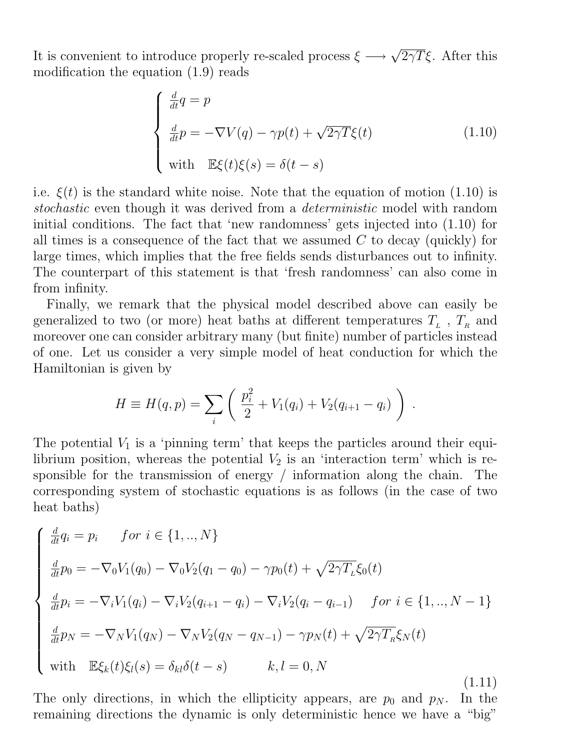It is convenient to introduce properly re-scaled process $\xi \longrightarrow \sqrt{2\gamma T}\xi$. After this modification the equation (1.9) reads

$$
\begin{cases}
\frac{d}{dt}q = p \\[2mm]
\frac{d}{dt}p = -\nabla V(q) - \gamma p(t) + \sqrt{2\gamma T}\xi(t) \\[2mm]
\text{with} \quad \mathbb{E}\xi(t)\xi(s) = \delta(t-s)
\end{cases}
\tag{1.10}
$$

i.e. $\xi(t)$ is the standard white noise. Note that the equation of motion (1.10) is *stochastic* even though it was derived from a *deterministic* model with random initial conditions. The fact that 'new randomness' gets injected into (1.10) for all times is a consequence of the fact that we assumed $C$ to decay (quickly) for large times, which implies that the free fields sends disturbances out to infinity. The counterpart of this statement is that 'fresh randomness' can also come in from infinity.

Finally, we remark that the physical model described above can easily be generalized to two (or more) heat baths at different temperatures $T_{_L}$ , $T_{_R}$ and moreover one can consider arbitrary many (but finite) number of particles instead of one. Let us consider a very simple model of heat conduction for which the Hamiltonian is given by

$$
H \equiv H(q,p) = \sum_i \left( \frac{p_i^2}{2} + V_1(q_i) + V_2(q_{i+1} - q_i) \right) .
$$

The potential $V_1$ is a 'pinning term' that keeps the particles around their equilibrium position, whereas the potential $V_2$ is an 'interaction term' which is responsible for the transmission of energy / information along the chain. The corresponding system of stochastic equations is as follows (in the case of two heat baths)

$$
\begin{cases}
\frac{d}{dt}q_i = p_i \qquad \textit{for } i \in \{1,..,N\} \\[2mm]
\frac{d}{dt}p_0 = -\nabla_0 V_1(q_0) - \nabla_0 V_2(q_1 - q_0) - \gamma p_0(t) + \sqrt{2\gamma T_{_L}}\xi_0(t) \\[2mm]
\frac{d}{dt}p_i = -\nabla_i V_1(q_i) - \nabla_i V_2(q_{i+1} - q_i) - \nabla_i V_2(q_i - q_{i-1}) \qquad \textit{for } i \in \{1,..,N-1\} \\[2mm]
\frac{d}{dt}p_N = -\nabla_N V_1(q_N) - \nabla_N V_2(q_N - q_{N-1}) - \gamma p_N(t) + \sqrt{2\gamma T_{_R}}\xi_N(t) \\[2mm]
\text{with} \quad \mathbb{E}\xi_k(t)\xi_l(s) = \delta_{kl}\delta(t-s) \qquad\qquad k,l = 0,N
\end{cases}
\tag{1.11}
$$

The only directions, in which the ellipticity appears, are $p_0$ and $p_N$. In the remaining directions the dynamic is only deterministic hence we have a "big"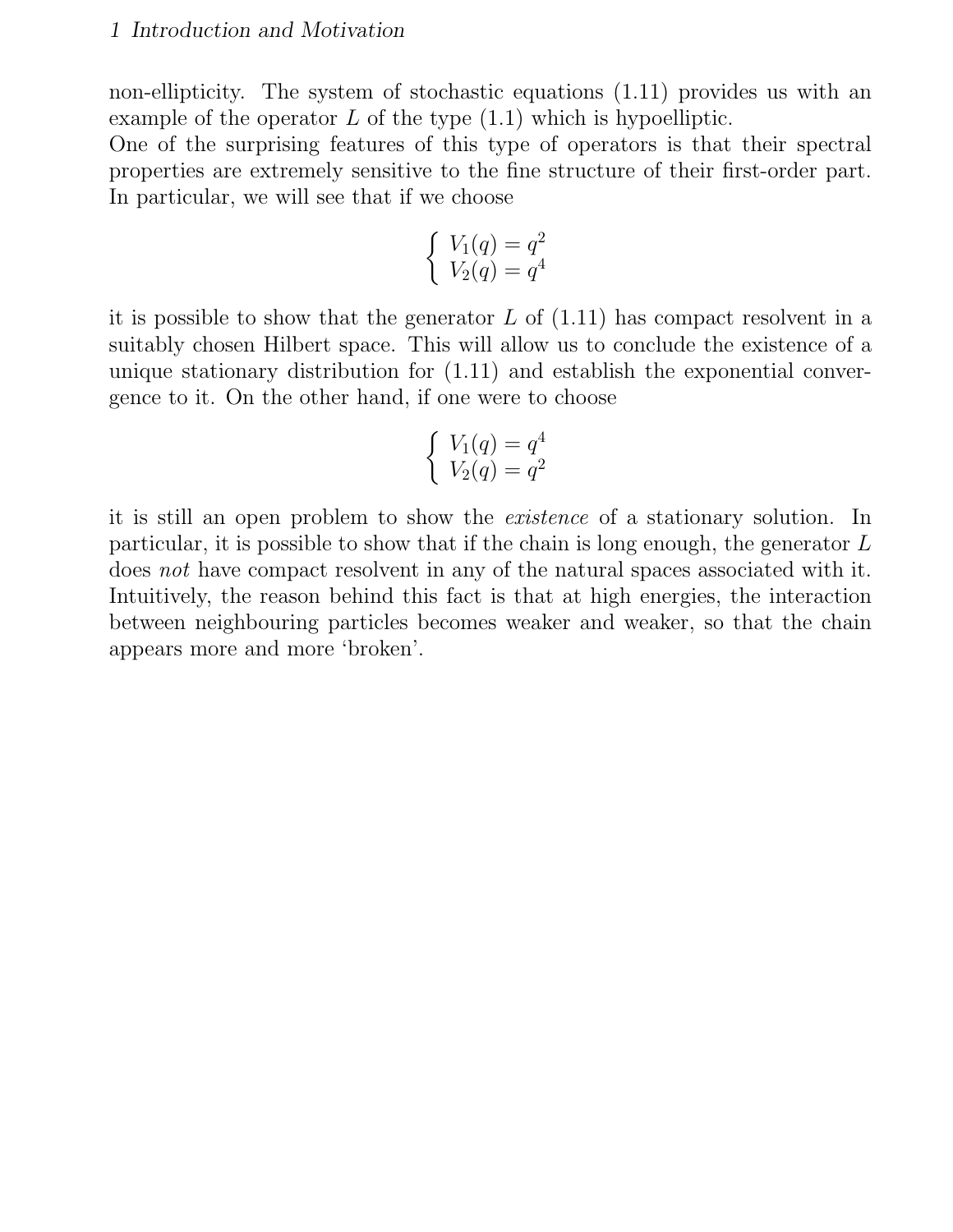non-ellipticity. The system of stochastic equations (1.11) provides us with an example of the operator $L$ of the type (1.1) which is hypoelliptic.

One of the surprising features of this type of operators is that their spectral properties are extremely sensitive to the fine structure of their first-order part. In particular, we will see that if we choose

$$\begin{cases} V_1(q) = q^2 \\ V_2(q) = q^4 \end{cases}$$

it is possible to show that the generator $L$ of (1.11) has compact resolvent in a suitably chosen Hilbert space. This will allow us to conclude the existence of a unique stationary distribution for (1.11) and establish the exponential convergence to it. On the other hand, if one were to choose

$$\begin{cases} V_1(q) = q^4 \\ V_2(q) = q^2 \end{cases}$$

it is still an open problem to show the *existence* of a stationary solution. In particular, it is possible to show that if the chain is long enough, the generator $L$ does *not* have compact resolvent in any of the natural spaces associated with it. Intuitively, the reason behind this fact is that at high energies, the interaction between neighbouring particles becomes weaker and weaker, so that the chain appears more and more 'broken'.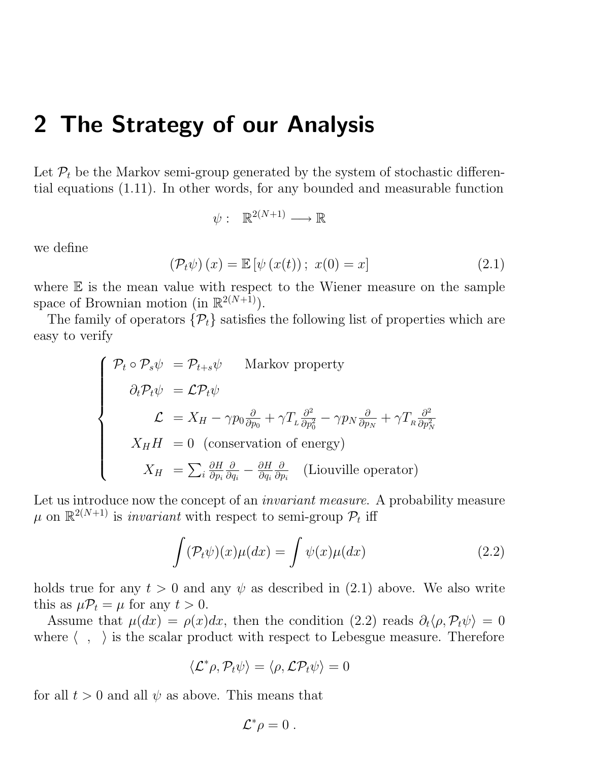## 2 The Strategy of our Analysis

Let $\mathcal{P}_t$ be the Markov semi-group generated by the system of stochastic differential equations (1.11). In other words, for any bounded and measurable function

$$\psi : \quad \mathbb{R}^{2(N+1)} \longrightarrow \mathbb{R}$$

we define

$$\left(\mathcal{P}_t \psi\right)(x) = \mathbb{E}\left[\psi\left(x(t)\right);\; x(0) = x\right] \tag{2.1}$$

where $\mathbb{E}$ is the mean value with respect to the Wiener measure on the sample space of Brownian motion (in $\mathbb{R}^{2(N+1)}$).

The family of operators $\{\mathcal{P}_t\}$ satisfies the following list of properties which are easy to verify

$$\begin{cases} \mathcal{P}_t \circ \mathcal{P}_s \psi &= \mathcal{P}_{t+s}\psi \qquad \text{Markov property} \\ \partial_t \mathcal{P}_t \psi &= \mathcal{L}\mathcal{P}_t \psi \\ \mathcal{L} &= X_H - \gamma p_0 \frac{\partial}{\partial p_0} + \gamma T_{{}_L} \frac{\partial^2}{\partial p_0^2} - \gamma p_N \frac{\partial}{\partial p_N} + \gamma T_{{}_R} \frac{\partial^2}{\partial p_N^2} \\ X_H H &= 0 \quad \text{(conservation of energy)} \\ X_H &= \sum_i \frac{\partial H}{\partial p_i}\frac{\partial}{\partial q_i} - \frac{\partial H}{\partial q_i}\frac{\partial}{\partial p_i} \quad \text{(Liouville operator)} \end{cases}$$

Let us introduce now the concept of an *invariant measure*. A probability measure $\mu$ on $\mathbb{R}^{2(N+1)}$ is *invariant* with respect to semi-group $\mathcal{P}_t$ iff

$$\int (\mathcal{P}_t \psi)(x)\mu(dx) = \int \psi(x)\mu(dx) \tag{2.2}$$

holds true for any $t > 0$ and any $\psi$ as described in (2.1) above. We also write this as $\mu \mathcal{P}_t = \mu$ for any $t > 0$.

Assume that $\mu(dx) = \rho(x)dx$, then the condition (2.2) reads $\partial_t \langle \rho, \mathcal{P}_t \psi \rangle = 0$ where $\langle\ ,\ \rangle$ is the scalar product with respect to Lebesgue measure. Therefore

$$\langle \mathcal{L}^* \rho, \mathcal{P}_t \psi \rangle = \langle \rho, \mathcal{L}\mathcal{P}_t \psi \rangle = 0$$

for all $t > 0$ and all $\psi$ as above. This means that

$$\mathcal{L}^* \rho = 0\ .$$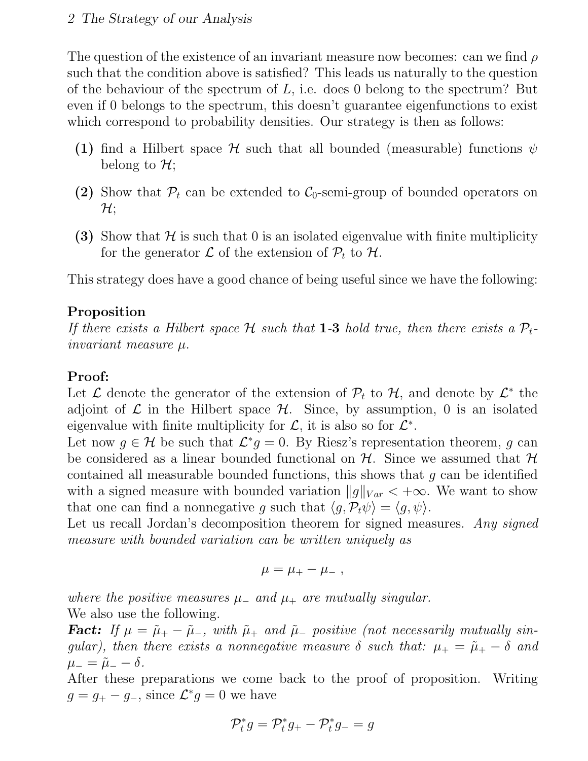The question of the existence of an invariant measure now becomes: can we find $\rho$ such that the condition above is satisfied? This leads us naturally to the question of the behaviour of the spectrum of $L$, i.e. does 0 belong to the spectrum? But even if 0 belongs to the spectrum, this doesn't guarantee eigenfunctions to exist which correspond to probability densities. Our strategy is then as follows:

**(1)** find a Hilbert space $\mathcal{H}$ such that all bounded (measurable) functions $\psi$ belong to $\mathcal{H}$;

**(2)** Show that $\mathcal{P}_t$ can be extended to $\mathcal{C}_0$-semi-group of bounded operators on $\mathcal{H}$;

**(3)** Show that $\mathcal{H}$ is such that 0 is an isolated eigenvalue with finite multiplicity for the generator $\mathcal{L}$ of the extension of $\mathcal{P}_t$ to $\mathcal{H}$.

This strategy does have a good chance of being useful since we have the following:

**Proposition**
*If there exists a Hilbert space $\mathcal{H}$ such that* **1**-**3** *hold true, then there exists a $\mathcal{P}_t$-invariant measure $\mu$.*

**Proof:**
Let $\mathcal{L}$ denote the generator of the extension of $\mathcal{P}_t$ to $\mathcal{H}$, and denote by $\mathcal{L}^*$ the adjoint of $\mathcal{L}$ in the Hilbert space $\mathcal{H}$. Since, by assumption, 0 is an isolated eigenvalue with finite multiplicity for $\mathcal{L}$, it is also so for $\mathcal{L}^*$.
Let now $g \in \mathcal{H}$ be such that $\mathcal{L}^* g = 0$. By Riesz's representation theorem, $g$ can be considered as a linear bounded functional on $\mathcal{H}$. Since we assumed that $\mathcal{H}$ contained all measurable bounded functions, this shows that $g$ can be identified with a signed measure with bounded variation $\|g\|_{Var} < +\infty$. We want to show that one can find a nonnegative $g$ such that $\langle g, \mathcal{P}_t \psi \rangle = \langle g, \psi \rangle$.
Let us recall Jordan's decomposition theorem for signed measures. *Any signed measure with bounded variation can be written uniquely as*

$$\mu = \mu_+ - \mu_- \ ,$$

*where the positive measures $\mu_-$ and $\mu_+$ are mutually singular.*
We also use the following.
***Fact:*** *If $\mu = \tilde{\mu}_+ - \tilde{\mu}_-$, with $\tilde{\mu}_+$ and $\tilde{\mu}_-$ positive (not necessarily mutually singular), then there exists a nonnegative measure $\delta$ such that: $\mu_+ = \tilde{\mu}_+ - \delta$ and $\mu_- = \tilde{\mu}_- - \delta$.*
After these preparations we come back to the proof of proposition. Writing $g = g_+ - g_-$, since $\mathcal{L}^* g = 0$ we have

$$\mathcal{P}_t^* g = \mathcal{P}_t^* g_+ - \mathcal{P}_t^* g_- = g$$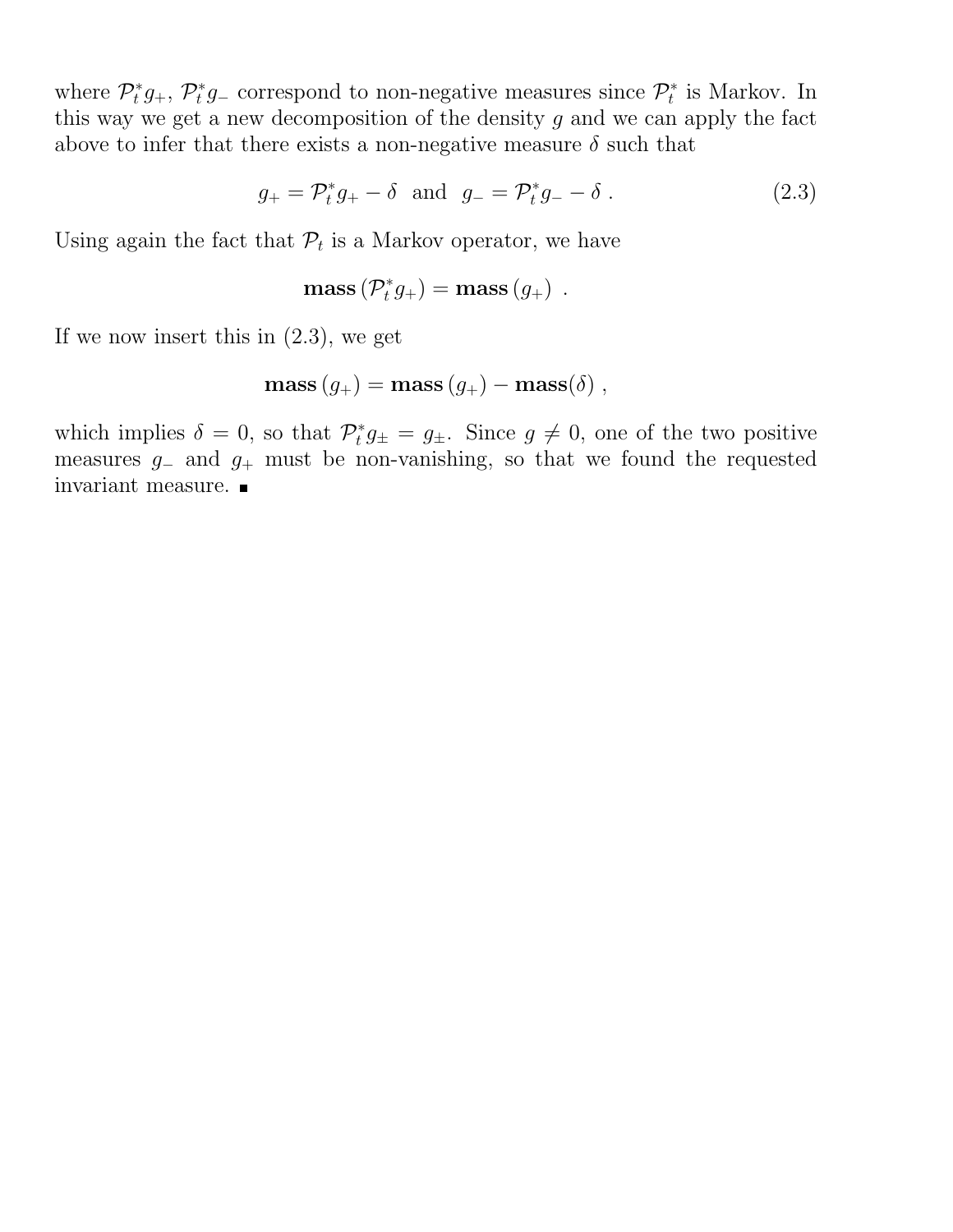where $\mathcal{P}_t^* g_+$, $\mathcal{P}_t^* g_-$ correspond to non-negative measures since $\mathcal{P}_t^*$ is Markov. In this way we get a new decomposition of the density $g$ and we can apply the fact above to infer that there exists a non-negative measure $\delta$ such that

$$g_+ = \mathcal{P}_t^* g_+ - \delta \quad \text{and} \quad g_- = \mathcal{P}_t^* g_- - \delta \; . \tag{2.3}$$

Using again the fact that $\mathcal{P}_t$ is a Markov operator, we have

$$\mathbf{mass}\,(\mathcal{P}_t^* g_+) = \mathbf{mass}\,(g_+) \; .$$

If we now insert this in (2.3), we get

$$\mathbf{mass}\,(g_+) = \mathbf{mass}\,(g_+) - \mathbf{mass}(\delta) \; ,$$

which implies $\delta = 0$, so that $\mathcal{P}_t^* g_\pm = g_\pm$. Since $g \neq 0$, one of the two positive measures $g_-$ and $g_+$ must be non-vanishing, so that we found the requested invariant measure. ■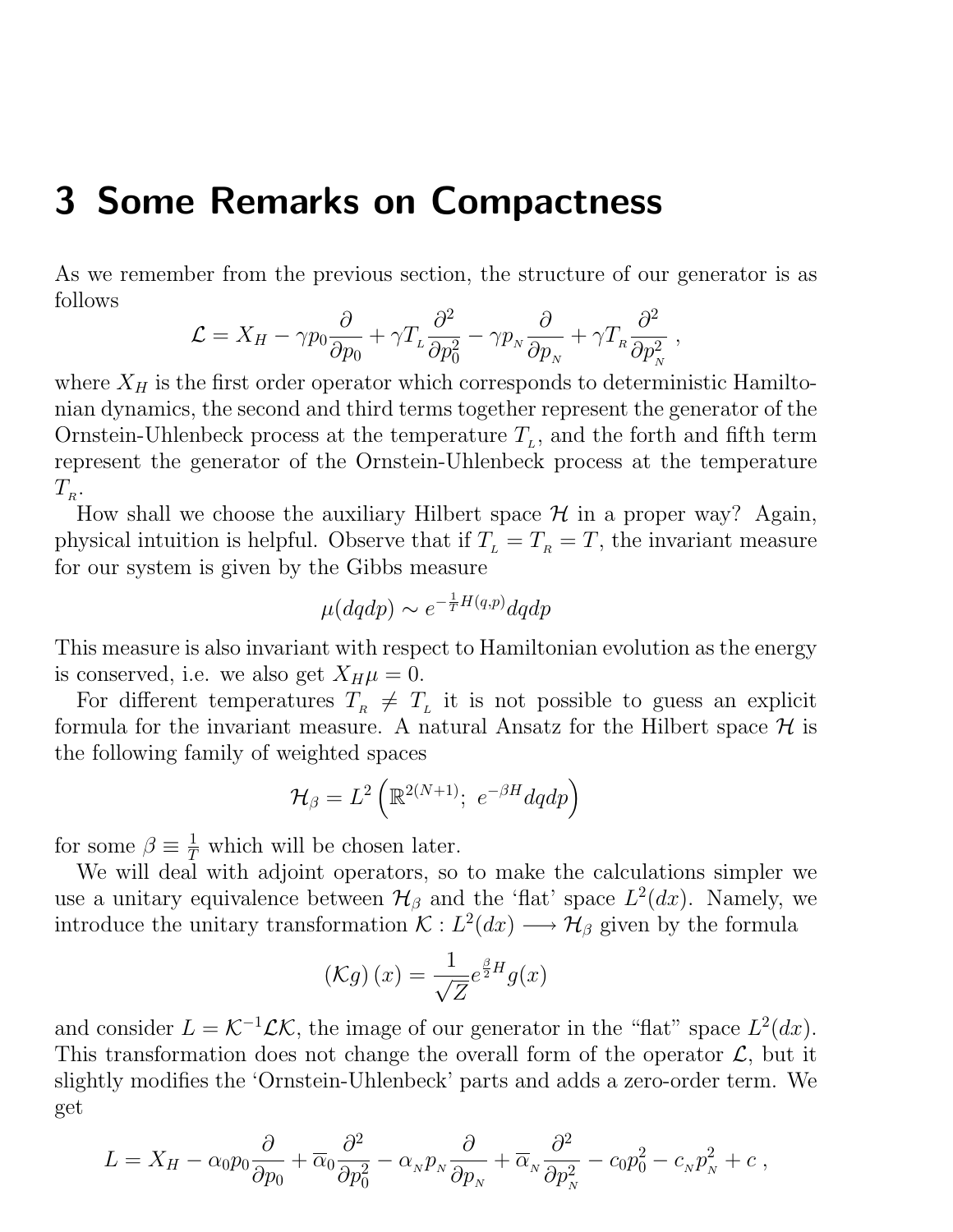# 3 Some Remarks on Compactness

As we remember from the previous section, the structure of our generator is as follows

$$\mathcal{L} = X_H - \gamma p_0 \frac{\partial}{\partial p_0} + \gamma T_{_L} \frac{\partial^2}{\partial p_0^2} - \gamma p_{_N} \frac{\partial}{\partial p_{_N}} + \gamma T_{_R} \frac{\partial^2}{\partial p_{_N}^2} \ ,$$

where $X_H$ is the first order operator which corresponds to deterministic Hamiltonian dynamics, the second and third terms together represent the generator of the Ornstein-Uhlenbeck process at the temperature $T_{_L}$, and the forth and fifth term represent the generator of the Ornstein-Uhlenbeck process at the temperature $T_{_R}$.

How shall we choose the auxiliary Hilbert space $\mathcal{H}$ in a proper way? Again, physical intuition is helpful. Observe that if $T_{_L} = T_{_R} = T$, the invariant measure for our system is given by the Gibbs measure

$$\mu(dqdp) \sim e^{-\frac{1}{T}H(q,p)}dqdp$$

This measure is also invariant with respect to Hamiltonian evolution as the energy is conserved, i.e. we also get $X_H\mu = 0$.

For different temperatures $T_{_R} \neq T_{_L}$ it is not possible to guess an explicit formula for the invariant measure. A natural Ansatz for the Hilbert space $\mathcal{H}$ is the following family of weighted spaces

$$\mathcal{H}_\beta = L^2\left(\mathbb{R}^{2(N+1)};\ e^{-\beta H}dqdp\right)$$

for some $\beta \equiv \frac{1}{T}$ which will be chosen later.

We will deal with adjoint operators, so to make the calculations simpler we use a unitary equivalence between $\mathcal{H}_\beta$ and the 'flat' space $L^2(dx)$. Namely, we introduce the unitary transformation $\mathcal{K} : L^2(dx) \longrightarrow \mathcal{H}_\beta$ given by the formula

$$\left(\mathcal{K}g\right)(x) = \frac{1}{\sqrt{Z}} e^{\frac{\beta}{2}H} g(x)$$

and consider $L = \mathcal{K}^{-1}\mathcal{L}\mathcal{K}$, the image of our generator in the "flat" space $L^2(dx)$. This transformation does not change the overall form of the operator $\mathcal{L}$, but it slightly modifies the 'Ornstein-Uhlenbeck' parts and adds a zero-order term. We get

$$L = X_H - \alpha_0 p_0 \frac{\partial}{\partial p_0} + \overline{\alpha}_0 \frac{\partial^2}{\partial p_0^2} - \alpha_{_N} p_{_N} \frac{\partial}{\partial p_{_N}} + \overline{\alpha}_{_N} \frac{\partial^2}{\partial p_{_N}^2} - c_0 p_0^2 - c_{_N} p_{_N}^2 + c \ ,$$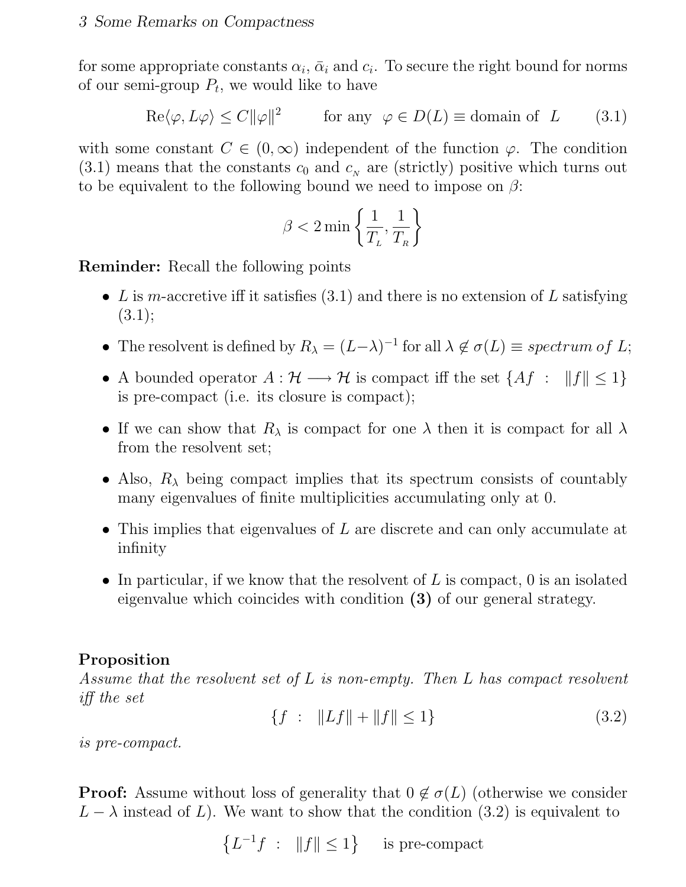for some appropriate constants $\alpha_i$, $\bar{\alpha}_i$ and $c_i$. To secure the right bound for norms of our semi-group $P_t$, we would like to have

$$\mathrm{Re}\langle \varphi, L\varphi \rangle \le C\|\varphi\|^2 \qquad \text{for any } \varphi \in D(L) \equiv \text{domain of } L \tag{3.1}$$

with some constant $C \in (0, \infty)$ independent of the function $\varphi$. The condition (3.1) means that the constants $c_0$ and $c_N$ are (strictly) positive which turns out to be equivalent to the following bound we need to impose on $\beta$:

$$\beta < 2 \min \left\{ \frac{1}{T_L}, \frac{1}{T_R} \right\}$$

**Reminder:** Recall the following points

- $L$ is $m$-accretive iff it satisfies (3.1) and there is no extension of $L$ satisfying (3.1);
- The resolvent is defined by $R_\lambda = (L - \lambda)^{-1}$ for all $\lambda \notin \sigma(L) \equiv$ *spectrum of* $L$;
- A bounded operator $A : \mathcal{H} \longrightarrow \mathcal{H}$ is compact iff the set $\{Af \ : \ \|f\| \le 1\}$ is pre-compact (i.e. its closure is compact);
- If we can show that $R_\lambda$ is compact for one $\lambda$ then it is compact for all $\lambda$ from the resolvent set;
- Also, $R_\lambda$ being compact implies that its spectrum consists of countably many eigenvalues of finite multiplicities accumulating only at 0.
- This implies that eigenvalues of $L$ are discrete and can only accumulate at infinity
- In particular, if we know that the resolvent of $L$ is compact, 0 is an isolated eigenvalue which coincides with condition **(3)** of our general strategy.

**Proposition**
*Assume that the resolvent set of $L$ is non-empty. Then $L$ has compact resolvent iff the set*

$$\{f \ : \ \|Lf\| + \|f\| \le 1\} \tag{3.2}$$

*is pre-compact.*

**Proof:** Assume without loss of generality that $0 \notin \sigma(L)$ (otherwise we consider $L - \lambda$ instead of $L$). We want to show that the condition (3.2) is equivalent to

$$\left\{L^{-1}f \ : \ \|f\| \le 1\right\} \quad \text{is pre-compact}$$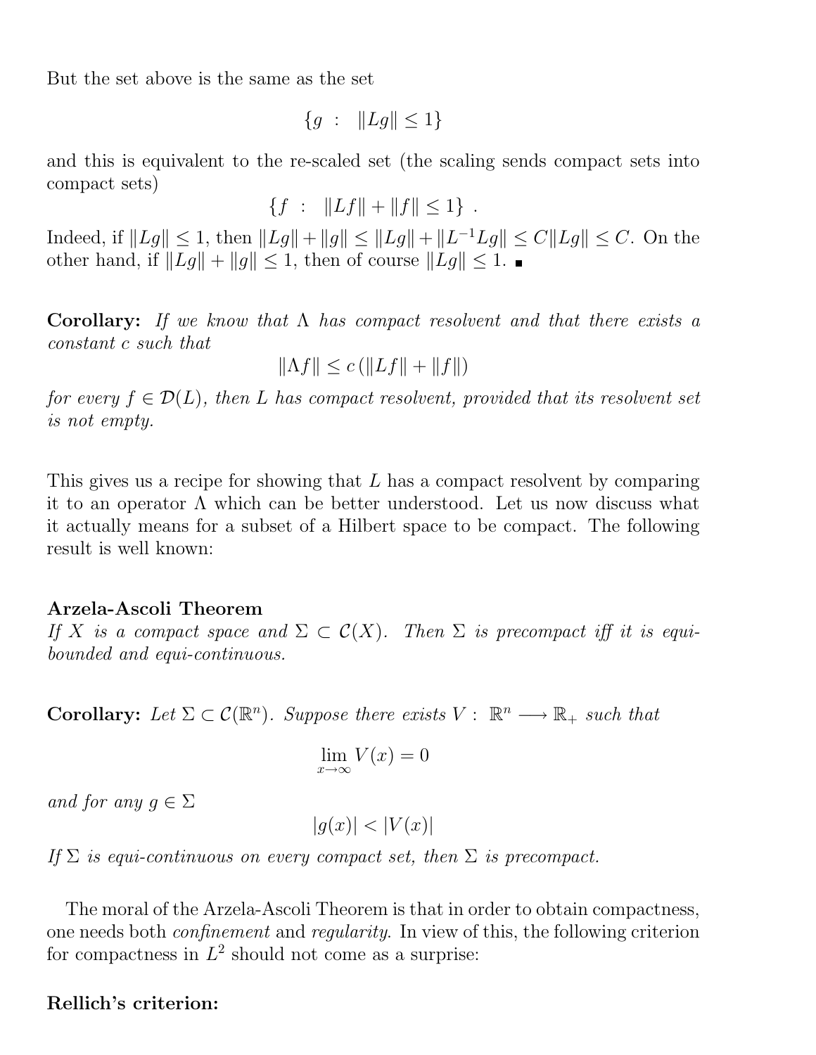But the set above is the same as the set

$$\{g \ : \ \|Lg\| \leq 1\}$$

and this is equivalent to the re-scaled set (the scaling sends compact sets into compact sets)

$$\{f \ : \ \|Lf\| + \|f\| \leq 1\} \ .$$

Indeed, if $\|Lg\| \leq 1$, then $\|Lg\| + \|g\| \leq \|Lg\| + \|L^{-1}Lg\| \leq C\|Lg\| \leq C$. On the other hand, if $\|Lg\| + \|g\| \leq 1$, then of course $\|Lg\| \leq 1$. ∎

**Corollary:** *If we know that* $\Lambda$ *has compact resolvent and that there exists a constant* $c$ *such that*

$$\|\Lambda f\| \leq c\,(\|Lf\| + \|f\|)$$

*for every* $f \in \mathcal{D}(L)$*, then* $L$ *has compact resolvent, provided that its resolvent set is not empty.*

This gives us a recipe for showing that $L$ has a compact resolvent by comparing it to an operator $\Lambda$ which can be better understood. Let us now discuss what it actually means for a subset of a Hilbert space to be compact. The following result is well known:

**Arzela-Ascoli Theorem**
*If* $X$ *is a compact space and* $\Sigma \subset \mathcal{C}(X)$*. Then* $\Sigma$ *is precompact iff it is equi-bounded and equi-continuous.*

**Corollary:** *Let* $\Sigma \subset \mathcal{C}(\mathbb{R}^n)$*. Suppose there exists* $V : \ \mathbb{R}^n \longrightarrow \mathbb{R}_+$ *such that*

$$\lim_{x \to \infty} V(x) = 0$$

*and for any* $g \in \Sigma$

$$|g(x)| < |V(x)|$$

*If* $\Sigma$ *is equi-continuous on every compact set, then* $\Sigma$ *is precompact.*

The moral of the Arzela-Ascoli Theorem is that in order to obtain compactness, one needs both *confinement* and *regularity*. In view of this, the following criterion for compactness in $L^2$ should not come as a surprise:

**Rellich's criterion:**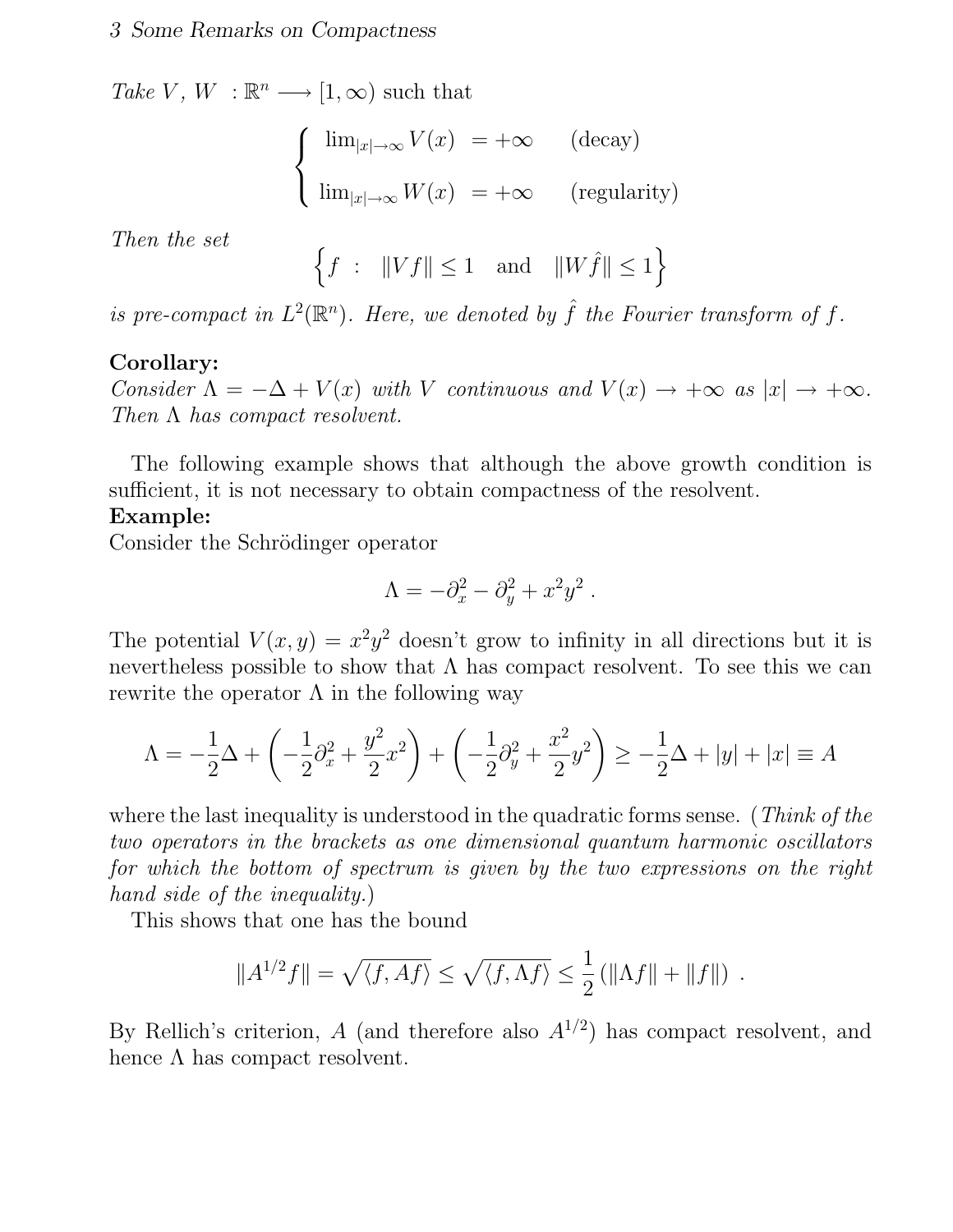*Take* $V,\, W\ : \mathbb{R}^n \longrightarrow [1,\infty)$ such that

$$\begin{cases} \lim_{|x|\to\infty} V(x) &= +\infty \qquad \text{(decay)} \\ \lim_{|x|\to\infty} W(x) &= +\infty \qquad \text{(regularity)} \end{cases}$$

*Then the set*

$$\left\{ f \ :\ \|Vf\| \leq 1 \quad \text{and} \quad \|W\hat{f}\| \leq 1 \right\}$$

*is pre-compact in* $L^2(\mathbb{R}^n)$*. Here, we denoted by* $\hat{f}$ *the Fourier transform of* $f$*.*

**Corollary:**
*Consider* $\Lambda = -\Delta + V(x)$ *with* $V$ *continuous and* $V(x) \to +\infty$ *as* $|x| \to +\infty$*. Then* $\Lambda$ *has compact resolvent.*

The following example shows that although the above growth condition is sufficient, it is not necessary to obtain compactness of the resolvent.

**Example:**
Consider the Schrödinger operator

$$\Lambda = -\partial_x^2 - \partial_y^2 + x^2 y^2 \ .$$

The potential $V(x,y) = x^2y^2$ doesn't grow to infinity in all directions but it is nevertheless possible to show that $\Lambda$ has compact resolvent. To see this we can rewrite the operator $\Lambda$ in the following way

$$\Lambda = -\frac{1}{2}\Delta + \left( -\frac{1}{2}\partial_x^2 + \frac{y^2}{2}x^2 \right) + \left( -\frac{1}{2}\partial_y^2 + \frac{x^2}{2}y^2 \right) \geq -\frac{1}{2}\Delta + |y| + |x| \equiv A$$

where the last inequality is understood in the quadratic forms sense. (*Think of the two operators in the brackets as one dimensional quantum harmonic oscillators for which the bottom of spectrum is given by the two expressions on the right hand side of the inequality.*)

This shows that one has the bound

$$\|A^{1/2}f\| = \sqrt{\langle f, Af \rangle} \leq \sqrt{\langle f, \Lambda f \rangle} \leq \frac{1}{2}\left( \|\Lambda f\| + \|f\| \right) \ .$$

By Rellich's criterion, $A$ (and therefore also $A^{1/2}$) has compact resolvent, and hence $\Lambda$ has compact resolvent.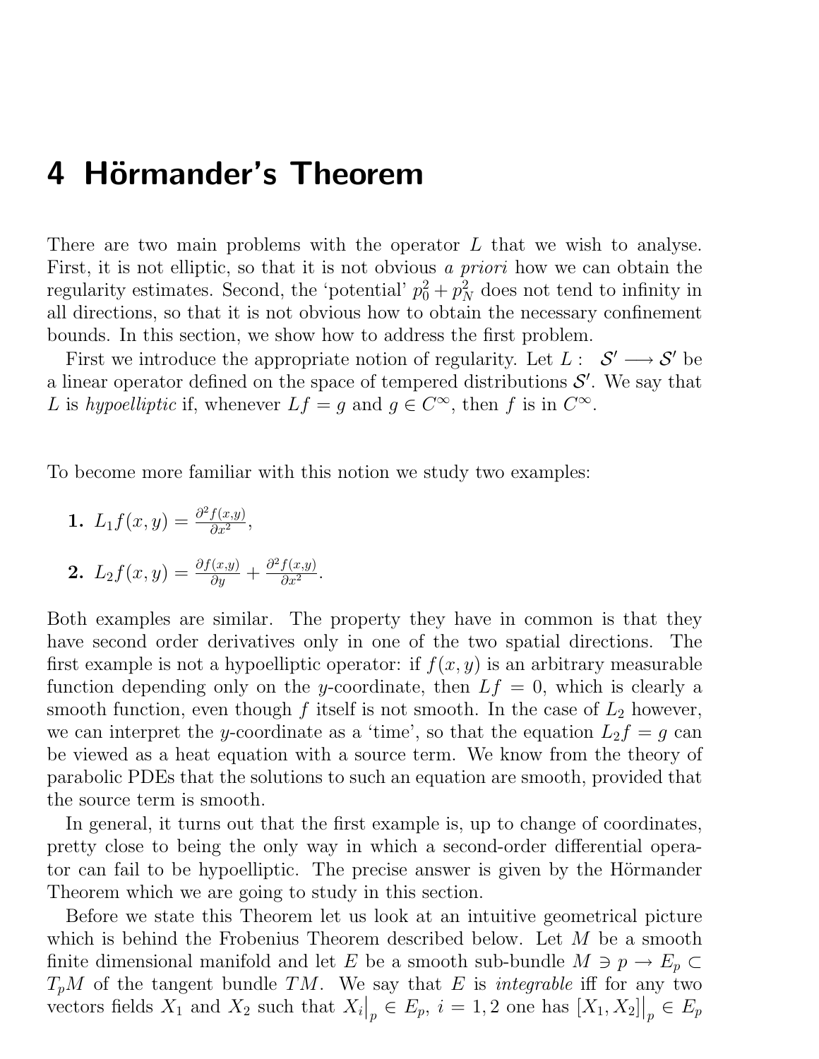# 4 Hörmander's Theorem

There are two main problems with the operator $L$ that we wish to analyse. First, it is not elliptic, so that it is not obvious *a priori* how we can obtain the regularity estimates. Second, the 'potential' $p_0^2 + p_N^2$ does not tend to infinity in all directions, so that it is not obvious how to obtain the necessary confinement bounds. In this section, we show how to address the first problem.

First we introduce the appropriate notion of regularity. Let $L: \ \mathcal{S}' \longrightarrow \mathcal{S}'$ be a linear operator defined on the space of tempered distributions $\mathcal{S}'$. We say that $L$ is *hypoelliptic* if, whenever $Lf = g$ and $g \in C^\infty$, then $f$ is in $C^\infty$.

To become more familiar with this notion we study two examples:

1. $L_1 f(x,y) = \frac{\partial^2 f(x,y)}{\partial x^2}$,
2. $L_2 f(x,y) = \frac{\partial f(x,y)}{\partial y} + \frac{\partial^2 f(x,y)}{\partial x^2}$.

Both examples are similar. The property they have in common is that they have second order derivatives only in one of the two spatial directions. The first example is not a hypoelliptic operator: if $f(x,y)$ is an arbitrary measurable function depending only on the $y$-coordinate, then $Lf = 0$, which is clearly a smooth function, even though $f$ itself is not smooth. In the case of $L_2$ however, we can interpret the $y$-coordinate as a 'time', so that the equation $L_2 f = g$ can be viewed as a heat equation with a source term. We know from the theory of parabolic PDEs that the solutions to such an equation are smooth, provided that the source term is smooth.

In general, it turns out that the first example is, up to change of coordinates, pretty close to being the only way in which a second-order differential operator can fail to be hypoelliptic. The precise answer is given by the Hörmander Theorem which we are going to study in this section.

Before we state this Theorem let us look at an intuitive geometrical picture which is behind the Frobenius Theorem described below. Let $M$ be a smooth finite dimensional manifold and let $E$ be a smooth sub-bundle $M \ni p \to E_p \subset T_pM$ of the tangent bundle $TM$. We say that $E$ is *integrable* iff for any two vectors fields $X_1$ and $X_2$ such that $X_i\big|_p \in E_p$, $i = 1, 2$ one has $[X_1, X_2]\big|_p \in E_p$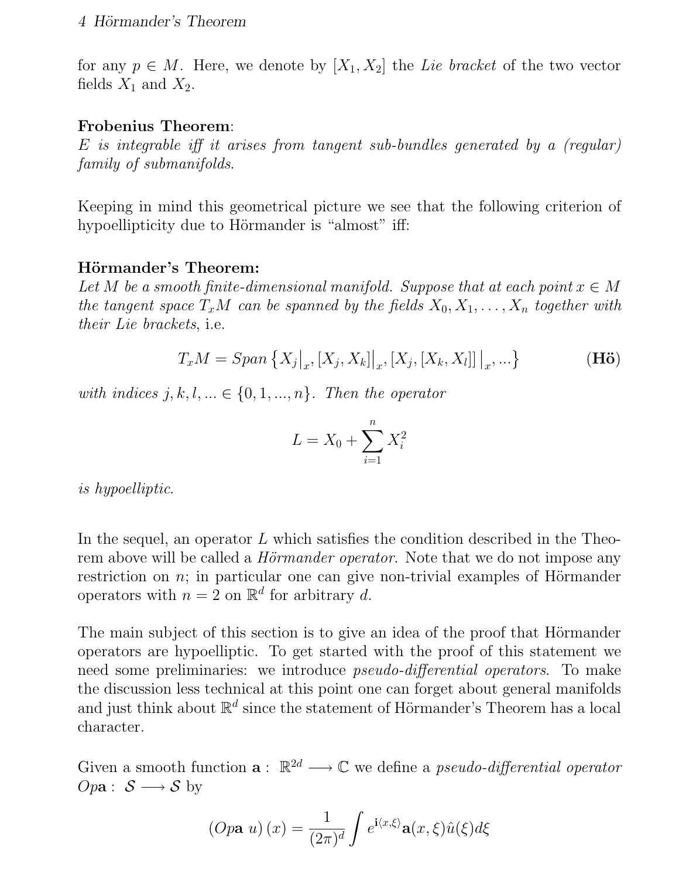for any $p \in M$. Here, we denote by $[X_1, X_2]$ the *Lie bracket* of the two vector fields $X_1$ and $X_2$.

**Frobenius Theorem**:
*$E$ is integrable iff it arises from tangent sub-bundles generated by a (regular) family of submanifolds.*

Keeping in mind this geometrical picture we see that the following criterion of hypoellipticity due to Hörmander is "almost" iff:

**Hörmander's Theorem:**
*Let $M$ be a smooth finite-dimensional manifold. Suppose that at each point $x \in M$ the tangent space $T_xM$ can be spanned by the fields $X_0, X_1, \ldots, X_n$ together with their Lie brackets*, i.e.

$$T_xM = Span\left\{X_j\big|_x, [X_j, X_k]\big|_x, [X_j, [X_k, X_l]]\big|_x, ...\right\} \qquad \textbf{(Hö)}$$

*with indices $j, k, l, ... \in \{0, 1, ..., n\}$. Then the operator*

$$L = X_0 + \sum_{i=1}^{n} X_i^2$$

*is hypoelliptic.*

In the sequel, an operator $L$ which satisfies the condition described in the Theorem above will be called a *Hörmander operator*. Note that we do not impose any restriction on $n$; in particular one can give non-trivial examples of Hörmander operators with $n = 2$ on $\mathbb{R}^d$ for arbitrary $d$.

The main subject of this section is to give an idea of the proof that Hörmander operators are hypoelliptic. To get started with the proof of this statement we need some preliminaries: we introduce *pseudo-differential operators*. To make the discussion less technical at this point one can forget about general manifolds and just think about $\mathbb{R}^d$ since the statement of Hörmander's Theorem has a local character.

Given a smooth function $\mathbf{a}: \mathbb{R}^{2d} \longrightarrow \mathbb{C}$ we define a *pseudo-differential operator* $Op\mathbf{a}: \mathcal{S} \longrightarrow \mathcal{S}$ by

$$(Op\mathbf{a}\ u)(x) = \frac{1}{(2\pi)^d} \int e^{\mathbf{i}\langle x, \xi\rangle} \mathbf{a}(x, \xi) \hat{u}(\xi) d\xi$$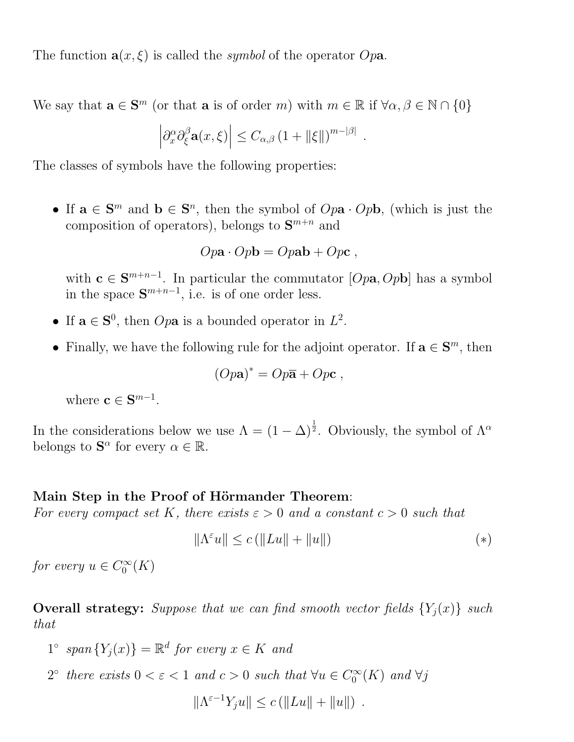The function $\mathbf{a}(x, \xi)$ is called the *symbol* of the operator $Op\mathbf{a}$.

We say that $\mathbf{a} \in \mathbf{S}^m$ (or that $\mathbf{a}$ is of order $m$) with $m \in \mathbb{R}$ if $\forall \alpha, \beta \in \mathbb{N} \cap \{0\}$

$$\left| \partial_x^\alpha \partial_\xi^\beta \mathbf{a}(x, \xi) \right| \leq C_{\alpha,\beta} \left(1 + \|\xi\|\right)^{m - |\beta|} .$$

The classes of symbols have the following properties:

- If $\mathbf{a} \in \mathbf{S}^m$ and $\mathbf{b} \in \mathbf{S}^n$, then the symbol of $Op\mathbf{a} \cdot Op\mathbf{b}$, (which is just the composition of operators), belongs to $\mathbf{S}^{m+n}$ and

$$Op\mathbf{a} \cdot Op\mathbf{b} = Op\mathbf{ab} + Op\mathbf{c} ,$$

  with $\mathbf{c} \in \mathbf{S}^{m+n-1}$. In particular the commutator $[Op\mathbf{a}, Op\mathbf{b}]$ has a symbol in the space $\mathbf{S}^{m+n-1}$, i.e. is of one order less.

- If $\mathbf{a} \in \mathbf{S}^0$, then $Op\mathbf{a}$ is a bounded operator in $L^2$.

- Finally, we have the following rule for the adjoint operator. If $\mathbf{a} \in \mathbf{S}^m$, then

$$\left(Op\mathbf{a}\right)^* = Op\overline{\mathbf{a}} + Op\mathbf{c} ,$$

  where $\mathbf{c} \in \mathbf{S}^{m-1}$.

In the considerations below we use $\Lambda = (1 - \Delta)^{\frac{1}{2}}$. Obviously, the symbol of $\Lambda^\alpha$ belongs to $\mathbf{S}^\alpha$ for every $\alpha \in \mathbb{R}$.

**Main Step in the Proof of Hörmander Theorem**:
*For every compact set $K$, there exists $\varepsilon > 0$ and a constant $c > 0$ such that*

$$\|\Lambda^\varepsilon u\| \leq c \left(\|Lu\| + \|u\|\right) \qquad (*)$$

*for every $u \in C_0^\infty(K)$*

**Overall strategy:** *Suppose that we can find smooth vector fields $\{Y_j(x)\}$ such that*

1° *span $\{Y_j(x)\} = \mathbb{R}^d$ for every $x \in K$ and*

2° *there exists $0 < \varepsilon < 1$ and $c > 0$ such that $\forall u \in C_0^\infty(K)$ and $\forall j$*

$$\|\Lambda^{\varepsilon - 1} Y_j u\| \leq c \left(\|Lu\| + \|u\|\right) .$$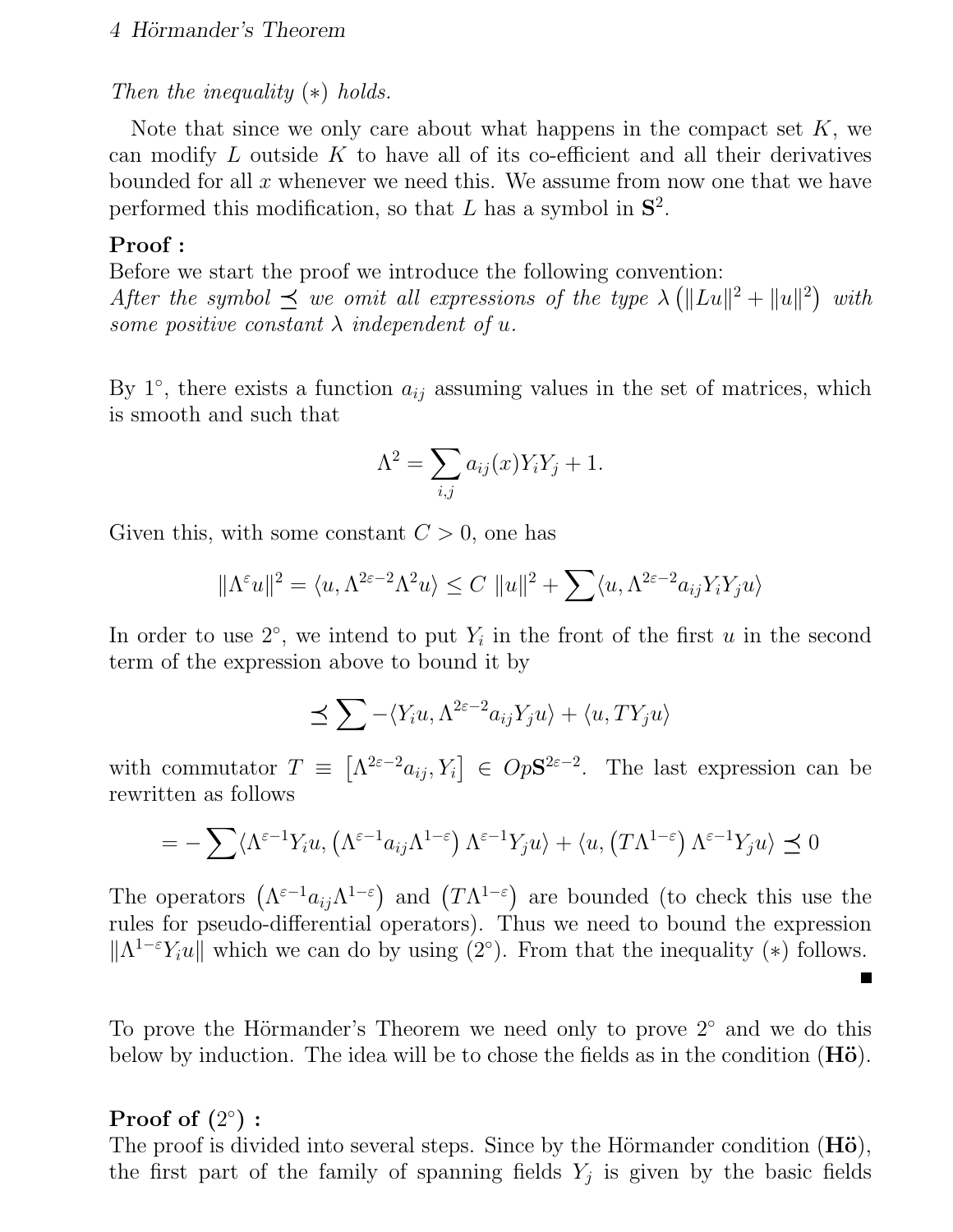*Then the inequality (∗) holds.*

Note that since we only care about what happens in the compact set $K$, we can modify $L$ outside $K$ to have all of its co-efficient and all their derivatives bounded for all $x$ whenever we need this. We assume from now one that we have performed this modification, so that $L$ has a symbol in $\mathbf{S}^2$.

**Proof :**
Before we start the proof we introduce the following convention:
*After the symbol $\preceq$ we omit all expressions of the type $\lambda\left(\|Lu\|^2 + \|u\|^2\right)$ with some positive constant $\lambda$ independent of $u$.*

By 1°, there exists a function $a_{ij}$ assuming values in the set of matrices, which is smooth and such that

$$\Lambda^2 = \sum_{i,j} a_{ij}(x) Y_i Y_j + 1.$$

Given this, with some constant $C > 0$, one has

$$\|\Lambda^{\varepsilon} u\|^2 = \langle u, \Lambda^{2\varepsilon-2}\Lambda^2 u\rangle \leq C\ \|u\|^2 + \sum \langle u, \Lambda^{2\varepsilon-2} a_{ij} Y_i Y_j u\rangle$$

In order to use 2°, we intend to put $Y_i$ in the front of the first $u$ in the second term of the expression above to bound it by

$$\preceq \sum -\langle Y_i u, \Lambda^{2\varepsilon-2} a_{ij} Y_j u\rangle + \langle u, T Y_j u\rangle$$

with commutator $T \equiv \left[\Lambda^{2\varepsilon-2} a_{ij}, Y_i\right] \in Op\mathbf{S}^{2\varepsilon-2}$. The last expression can be rewritten as follows

$$= -\sum \langle \Lambda^{\varepsilon-1} Y_i u, \left(\Lambda^{\varepsilon-1} a_{ij} \Lambda^{1-\varepsilon}\right) \Lambda^{\varepsilon-1} Y_j u\rangle + \langle u, \left(T\Lambda^{1-\varepsilon}\right) \Lambda^{\varepsilon-1} Y_j u\rangle \preceq 0$$

The operators $\left(\Lambda^{\varepsilon-1} a_{ij} \Lambda^{1-\varepsilon}\right)$ and $\left(T\Lambda^{1-\varepsilon}\right)$ are bounded (to check this use the rules for pseudo-differential operators). Thus we need to bound the expression $\|\Lambda^{1-\varepsilon} Y_i u\|$ which we can do by using (2°). From that the inequality (∗) follows. ∎

To prove the Hörmander's Theorem we need only to prove 2° and we do this below by induction. The idea will be to chose the fields as in the condition (**Hö**).

**Proof of (2°) :**
The proof is divided into several steps. Since by the Hörmander condition (**Hö**), the first part of the family of spanning fields $Y_j$ is given by the basic fields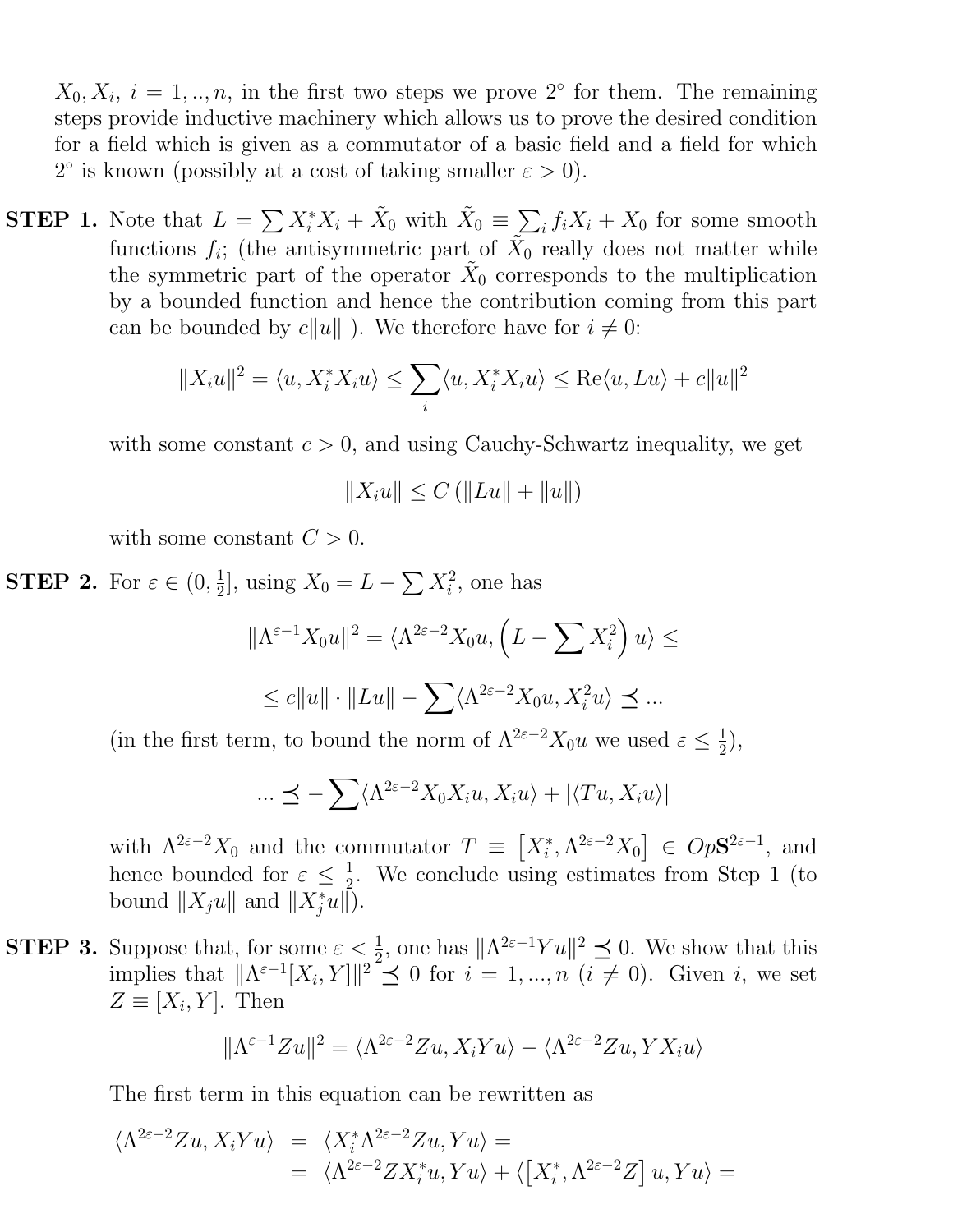$X_0, X_i,\ i = 1,..,n$, in the first two steps we prove 2° for them. The remaining steps provide inductive machinery which allows us to prove the desired condition for a field which is given as a commutator of a basic field and a field for which 2° is known (possibly at a cost of taking smaller $\varepsilon > 0$).

**STEP 1.** Note that $L = \sum X_i^* X_i + \tilde{X}_0$ with $\tilde{X}_0 \equiv \sum_i f_i X_i + X_0$ for some smooth functions $f_i$; (the antisymmetric part of $\tilde{X}_0$ really does not matter while the symmetric part of the operator $\tilde{X}_0$ corresponds to the multiplication by a bounded function and hence the contribution coming from this part can be bounded by $c\|u\|$ ). We therefore have for $i \neq 0$:

$$\|X_i u\|^2 = \langle u, X_i^* X_i u\rangle \leq \sum_i \langle u, X_i^* X_i u\rangle \leq \mathrm{Re}\langle u, Lu\rangle + c\|u\|^2$$

with some constant $c > 0$, and using Cauchy-Schwartz inequality, we get

$$\|X_i u\| \leq C\left(\|Lu\| + \|u\|\right)$$

with some constant $C > 0$.

**STEP 2.** For $\varepsilon \in (0, \frac{1}{2}]$, using $X_0 = L - \sum X_i^2$, one has

$$\|\Lambda^{\varepsilon-1} X_0 u\|^2 = \langle \Lambda^{2\varepsilon-2} X_0 u, \left(L - \sum X_i^2\right) u\rangle \leq$$

$$\leq c\|u\| \cdot \|Lu\| - \sum \langle \Lambda^{2\varepsilon-2} X_0 u, X_i^2 u\rangle \preceq ...$$

(in the first term, to bound the norm of $\Lambda^{2\varepsilon-2} X_0 u$ we used $\varepsilon \leq \frac{1}{2}$),

$$... \preceq -\sum \langle \Lambda^{2\varepsilon-2} X_0 X_i u, X_i u\rangle + |\langle Tu, X_i u\rangle|$$

with $\Lambda^{2\varepsilon-2} X_0$ and the commutator $T \equiv \left[X_i^*, \Lambda^{2\varepsilon-2} X_0\right] \in Op\mathbf{S}^{2\varepsilon-1}$, and hence bounded for $\varepsilon \leq \frac{1}{2}$. We conclude using estimates from Step 1 (to bound $\|X_j u\|$ and $\|X_j^* u\|$).

**STEP 3.** Suppose that, for some $\varepsilon < \frac{1}{2}$, one has $\|\Lambda^{2\varepsilon-1} Y u\|^2 \preceq 0$. We show that this implies that $\|\Lambda^{\varepsilon-1}[X_i, Y]\|^2 \preceq 0$ for $i = 1, ..., n$ ($i \neq 0$). Given $i$, we set $Z \equiv [X_i, Y]$. Then

$$\|\Lambda^{\varepsilon-1} Z u\|^2 = \langle \Lambda^{2\varepsilon-2} Z u, X_i Y u\rangle - \langle \Lambda^{2\varepsilon-2} Z u, Y X_i u\rangle$$

The first term in this equation can be rewritten as

$$\begin{aligned}
\langle \Lambda^{2\varepsilon-2} Z u, X_i Y u\rangle &= \langle X_i^* \Lambda^{2\varepsilon-2} Z u, Y u\rangle = \\
&= \langle \Lambda^{2\varepsilon-2} Z X_i^* u, Y u\rangle + \langle \left[X_i^*, \Lambda^{2\varepsilon-2} Z\right] u, Y u\rangle =
\end{aligned}$$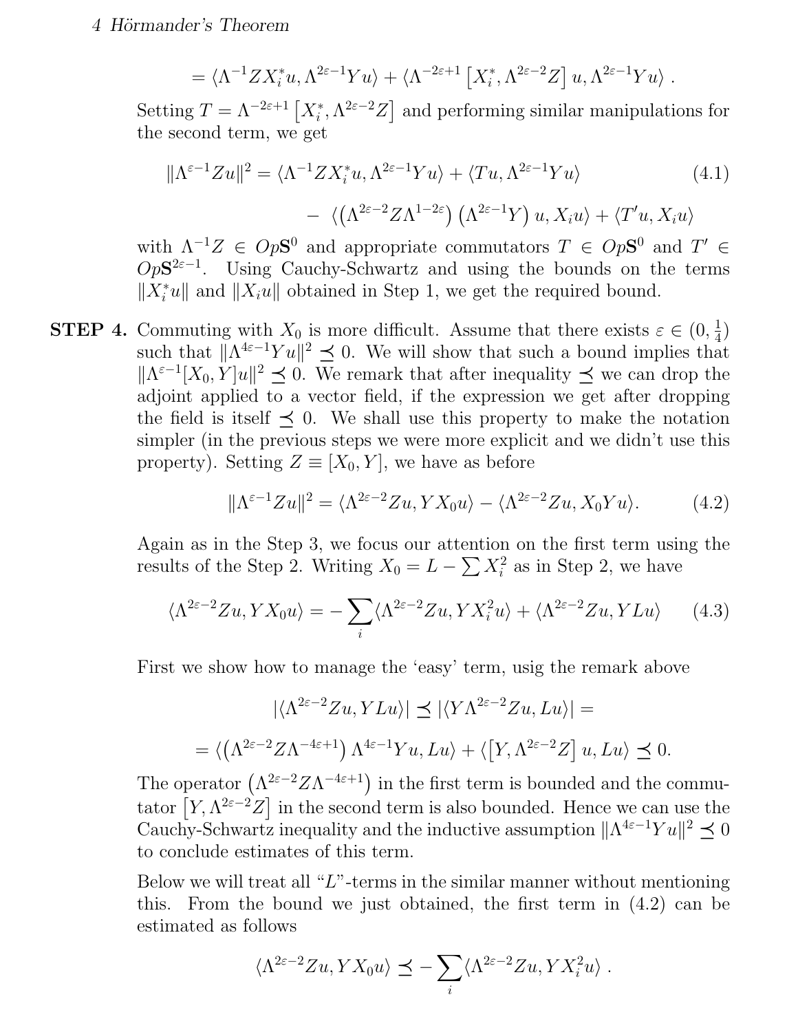$$= \langle \Lambda^{-1} Z X_i^* u, \Lambda^{2\varepsilon-1} Y u\rangle + \langle \Lambda^{-2\varepsilon+1} \left[X_i^*, \Lambda^{2\varepsilon-2} Z\right] u, \Lambda^{2\varepsilon-1} Y u\rangle \; .$$

Setting $T = \Lambda^{-2\varepsilon+1} \left[X_i^*, \Lambda^{2\varepsilon-2} Z\right]$ and performing similar manipulations for the second term, we get

$$\begin{aligned} \|\Lambda^{\varepsilon-1} Z u\|^2 &= \langle \Lambda^{-1} Z X_i^* u, \Lambda^{2\varepsilon-1} Y u\rangle + \langle T u, \Lambda^{2\varepsilon-1} Y u\rangle \\ &\quad - \langle \left(\Lambda^{2\varepsilon-2} Z \Lambda^{1-2\varepsilon}\right)\left(\Lambda^{2\varepsilon-1} Y\right) u, X_i u\rangle + \langle T' u, X_i u\rangle \end{aligned} \tag{4.1}$$

with $\Lambda^{-1} Z \in Op\mathbf{S}^0$ and appropriate commutators $T \in Op\mathbf{S}^0$ and $T' \in Op\mathbf{S}^{2\varepsilon-1}$. Using Cauchy-Schwartz and using the bounds on the terms $\|X_i^* u\|$ and $\|X_i u\|$ obtained in Step 1, we get the required bound.

**STEP 4.** Commuting with $X_0$ is more difficult. Assume that there exists $\varepsilon \in (0, \frac{1}{4})$ such that $\|\Lambda^{4\varepsilon-1} Y u\|^2 \preceq 0$. We will show that such a bound implies that $\|\Lambda^{\varepsilon-1}[X_0, Y]u\|^2 \preceq 0$. We remark that after inequality $\preceq$ we can drop the adjoint applied to a vector field, if the expression we get after dropping the field is itself $\preceq 0$. We shall use this property to make the notation simpler (in the previous steps we were more explicit and we didn't use this property). Setting $Z \equiv [X_0, Y]$, we have as before

$$\|\Lambda^{\varepsilon-1} Z u\|^2 = \langle \Lambda^{2\varepsilon-2} Z u, Y X_0 u\rangle - \langle \Lambda^{2\varepsilon-2} Z u, X_0 Y u\rangle. \tag{4.2}$$

Again as in the Step 3, we focus our attention on the first term using the results of the Step 2. Writing $X_0 = L - \sum X_i^2$ as in Step 2, we have

$$\langle \Lambda^{2\varepsilon-2} Z u, Y X_0 u\rangle = -\sum_i \langle \Lambda^{2\varepsilon-2} Z u, Y X_i^2 u\rangle + \langle \Lambda^{2\varepsilon-2} Z u, Y L u\rangle \tag{4.3}$$

First we show how to manage the 'easy' term, usig the remark above

$$|\langle \Lambda^{2\varepsilon-2} Z u, Y L u\rangle| \preceq |\langle Y \Lambda^{2\varepsilon-2} Z u, L u\rangle| =$$

$$= \langle \left(\Lambda^{2\varepsilon-2} Z \Lambda^{-4\varepsilon+1}\right) \Lambda^{4\varepsilon-1} Y u, L u\rangle + \langle \left[Y, \Lambda^{2\varepsilon-2} Z\right] u, L u\rangle \preceq 0.$$

The operator $\left(\Lambda^{2\varepsilon-2} Z \Lambda^{-4\varepsilon+1}\right)$ in the first term is bounded and the commutator $\left[Y, \Lambda^{2\varepsilon-2} Z\right]$ in the second term is also bounded. Hence we can use the Cauchy-Schwartz inequality and the inductive assumption $\|\Lambda^{4\varepsilon-1} Y u\|^2 \preceq 0$ to conclude estimates of this term.

Below we will treat all "$L$"-terms in the similar manner without mentioning this. From the bound we just obtained, the first term in (4.2) can be estimated as follows

$$\langle \Lambda^{2\varepsilon-2} Z u, Y X_0 u\rangle \preceq -\sum_i \langle \Lambda^{2\varepsilon-2} Z u, Y X_i^2 u\rangle \; .$$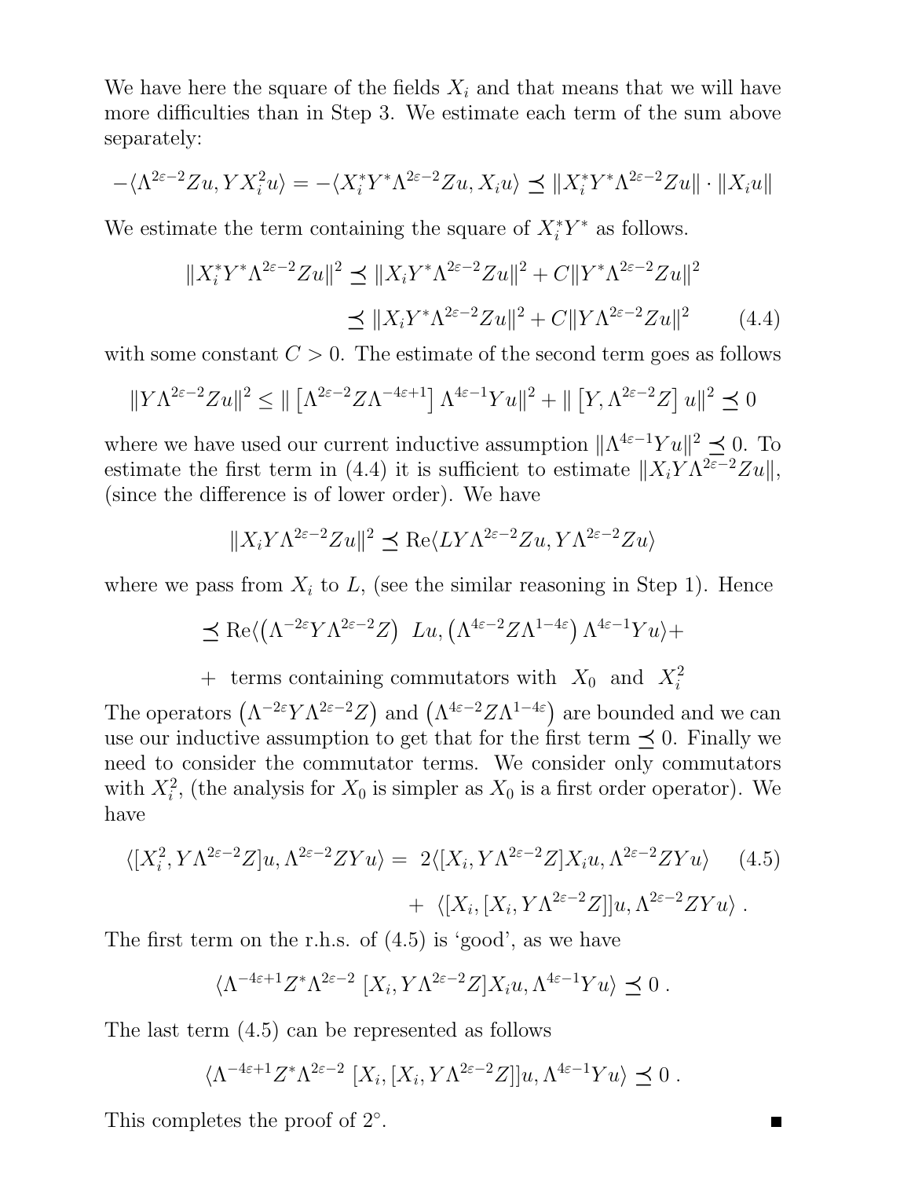We have here the square of the fields $X_i$ and that means that we will have more difficulties than in Step 3. We estimate each term of the sum above separately:

$$-\langle \Lambda^{2\varepsilon-2} Zu, YX_i^2 u\rangle = -\langle X_i^* Y^* \Lambda^{2\varepsilon-2} Zu, X_i u\rangle \preceq \|X_i^* Y^* \Lambda^{2\varepsilon-2} Zu\| \cdot \|X_i u\|$$

We estimate the term containing the square of $X_i^* Y^*$ as follows.

$$\begin{aligned}\|X_i^* Y^* \Lambda^{2\varepsilon-2} Zu\|^2 &\preceq \|X_i Y^* \Lambda^{2\varepsilon-2} Zu\|^2 + C\|Y^* \Lambda^{2\varepsilon-2} Zu\|^2 \\ &\preceq \|X_i Y^* \Lambda^{2\varepsilon-2} Zu\|^2 + C\|Y \Lambda^{2\varepsilon-2} Zu\|^2 \qquad (4.4)\end{aligned}$$

with some constant $C > 0$. The estimate of the second term goes as follows

$$\|Y\Lambda^{2\varepsilon-2} Zu\|^2 \leq \| \left[\Lambda^{2\varepsilon-2} Z \Lambda^{-4\varepsilon+1}\right] \Lambda^{4\varepsilon-1} Yu\|^2 + \| \left[Y, \Lambda^{2\varepsilon-2} Z\right] u\|^2 \preceq 0$$

where we have used our current inductive assumption $\|\Lambda^{4\varepsilon-1} Yu\|^2 \preceq 0$. To estimate the first term in (4.4) it is sufficient to estimate $\|X_i Y \Lambda^{2\varepsilon-2} Zu\|$, (since the difference is of lower order). We have

$$\|X_i Y \Lambda^{2\varepsilon-2} Zu\|^2 \preceq \mathrm{Re}\langle LY\Lambda^{2\varepsilon-2} Zu, Y\Lambda^{2\varepsilon-2} Zu\rangle$$

where we pass from $X_i$ to $L$, (see the similar reasoning in Step 1). Hence

$$\preceq \mathrm{Re}\langle \left(\Lambda^{-2\varepsilon} Y \Lambda^{2\varepsilon-2} Z\right) \; Lu, \left(\Lambda^{4\varepsilon-2} Z \Lambda^{1-4\varepsilon}\right) \Lambda^{4\varepsilon-1} Yu\rangle +$$

$$+ \ \text{terms containing commutators with } \ X_0 \ \text{ and } \ X_i^2$$

The operators $\left(\Lambda^{-2\varepsilon} Y \Lambda^{2\varepsilon-2} Z\right)$ and $\left(\Lambda^{4\varepsilon-2} Z \Lambda^{1-4\varepsilon}\right)$ are bounded and we can use our inductive assumption to get that for the first term $\preceq 0$. Finally we need to consider the commutator terms. We consider only commutators with $X_i^2$, (the analysis for $X_0$ is simpler as $X_0$ is a first order operator). We have

$$\begin{aligned}\langle [X_i^2, Y\Lambda^{2\varepsilon-2} Z]u, \Lambda^{2\varepsilon-2} ZYu\rangle = \; & 2\langle [X_i, Y\Lambda^{2\varepsilon-2} Z] X_i u, \Lambda^{2\varepsilon-2} ZYu\rangle \qquad (4.5) \\ & + \; \langle [X_i, [X_i, Y\Lambda^{2\varepsilon-2} Z]]u, \Lambda^{2\varepsilon-2} ZYu\rangle \, .\end{aligned}$$

The first term on the r.h.s. of (4.5) is 'good', as we have

$$\langle \Lambda^{-4\varepsilon+1} Z^* \Lambda^{2\varepsilon-2} \; [X_i, Y\Lambda^{2\varepsilon-2} Z] X_i u, \Lambda^{4\varepsilon-1} Yu\rangle \preceq 0 \, .$$

The last term (4.5) can be represented as follows

$$\langle \Lambda^{-4\varepsilon+1} Z^* \Lambda^{2\varepsilon-2} \; [X_i, [X_i, Y\Lambda^{2\varepsilon-2} Z]]u, \Lambda^{4\varepsilon-1} Yu\rangle \preceq 0 \, .$$

This completes the proof of $2^\circ$. ■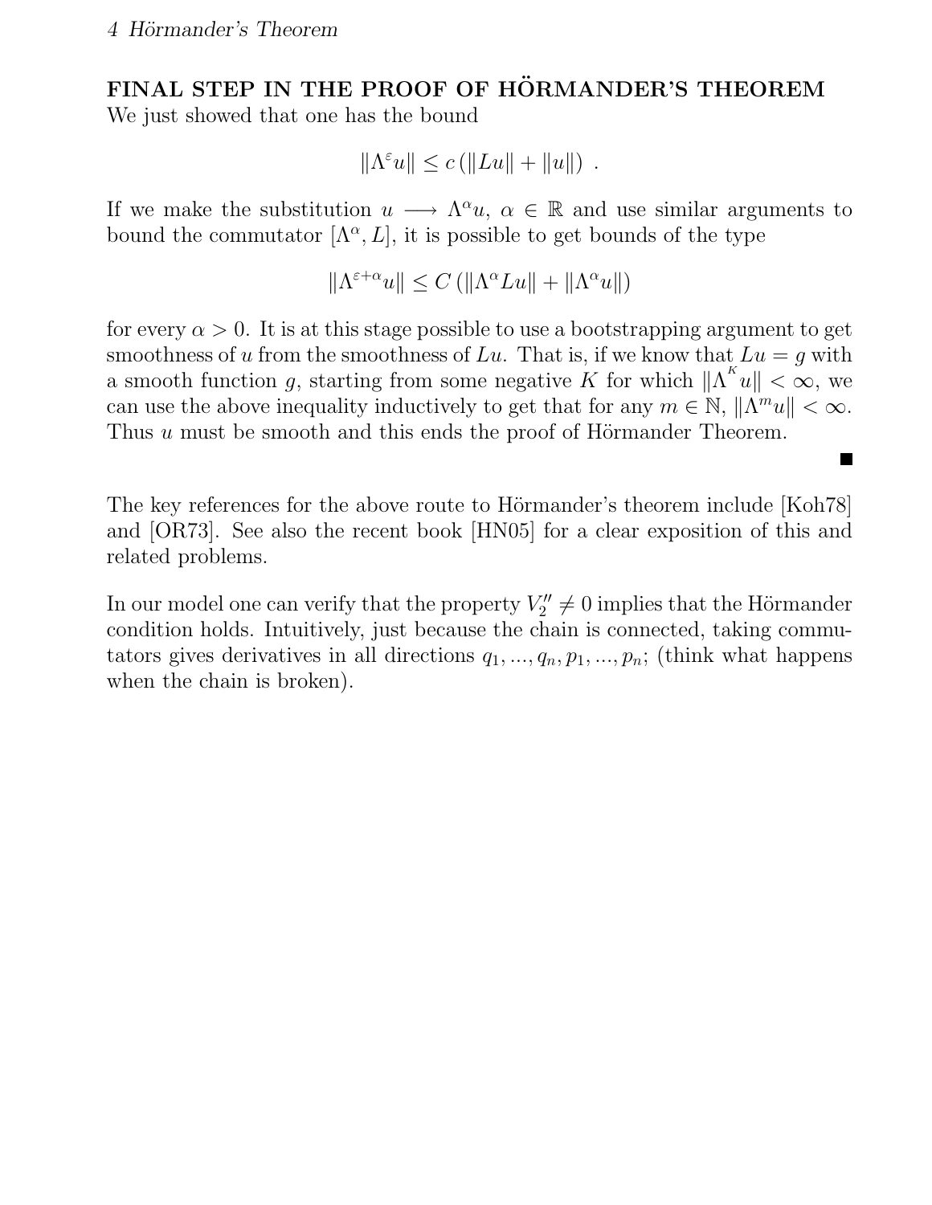## FINAL STEP IN THE PROOF OF HÖRMANDER'S THEOREM

We just showed that one has the bound

$$\|\Lambda^{\varepsilon} u\| \leq c\left(\|Lu\| + \|u\|\right) \ .$$

If we make the substitution $u \longrightarrow \Lambda^{\alpha} u$, $\alpha \in \mathbb{R}$ and use similar arguments to bound the commutator $[\Lambda^{\alpha}, L]$, it is possible to get bounds of the type

$$\|\Lambda^{\varepsilon+\alpha} u\| \leq C\left(\|\Lambda^{\alpha} Lu\| + \|\Lambda^{\alpha} u\|\right)$$

for every $\alpha > 0$. It is at this stage possible to use a bootstrapping argument to get smoothness of $u$ from the smoothness of $Lu$. That is, if we know that $Lu = g$ with a smooth function $g$, starting from some negative $K$ for which $\|\Lambda^{K} u\| < \infty$, we can use the above inequality inductively to get that for any $m \in \mathbb{N}$, $\|\Lambda^{m} u\| < \infty$. Thus $u$ must be smooth and this ends the proof of Hörmander Theorem.

■

The key references for the above route to Hörmander's theorem include [Koh78] and [OR73]. See also the recent book [HN05] for a clear exposition of this and related problems.

In our model one can verify that the property $V_2'' \neq 0$ implies that the Hörmander condition holds. Intuitively, just because the chain is connected, taking commutators gives derivatives in all directions $q_1, ..., q_n, p_1, ..., p_n$; (think what happens when the chain is broken).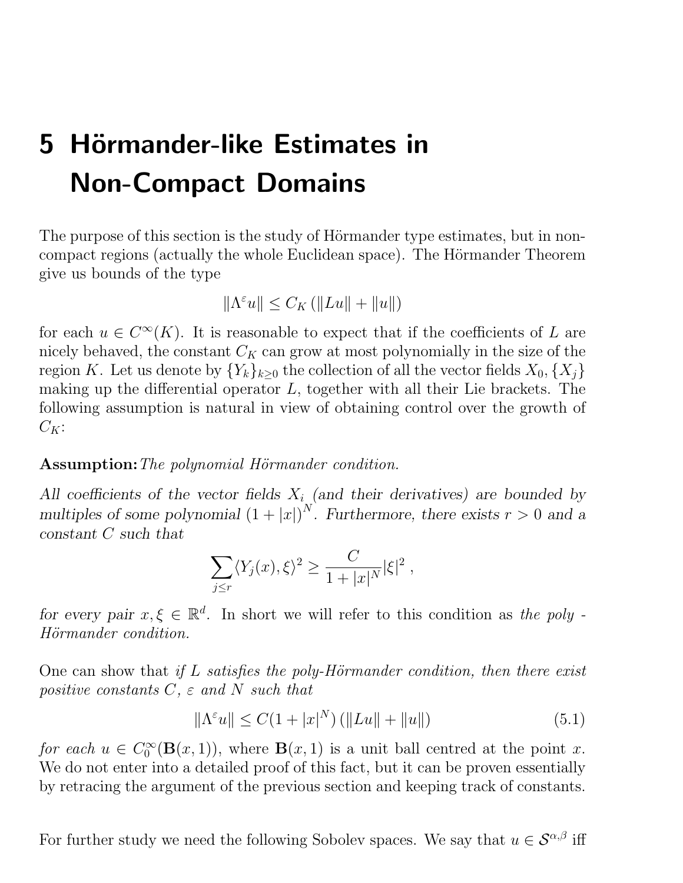# 5 Hörmander-like Estimates in Non-Compact Domains

The purpose of this section is the study of Hörmander type estimates, but in non-compact regions (actually the whole Euclidean space). The Hörmander Theorem give us bounds of the type

$$\|\Lambda^{\varepsilon} u\| \le C_K \left(\|Lu\| + \|u\|\right)$$

for each $u \in C^{\infty}(K)$. It is reasonable to expect that if the coefficients of $L$ are nicely behaved, the constant $C_K$ can grow at most polynomially in the size of the region $K$. Let us denote by $\{Y_k\}_{k\ge 0}$ the collection of all the vector fields $X_0, \{X_j\}$ making up the differential operator $L$, together with all their Lie brackets. The following assumption is natural in view of obtaining control over the growth of $C_K$:

**Assumption:** *The polynomial Hörmander condition.*

*All coefficients of the vector fields $X_i$ (and their derivatives) are bounded by multiples of some polynomial $(1+|x|)^N$. Furthermore, there exists $r > 0$ and a constant $C$ such that*

$$\sum_{j\le r} \langle Y_j(x), \xi\rangle^2 \ge \frac{C}{1+|x|^N}|\xi|^2 \ ,$$

*for every pair $x, \xi \in \mathbb{R}^d$.* In short we will refer to this condition as *the poly - Hörmander condition.*

One can show that *if $L$ satisfies the poly-Hörmander condition, then there exist positive constants $C$, $\varepsilon$ and $N$ such that*

$$\|\Lambda^{\varepsilon} u\| \le C(1+|x|^N)\left(\|Lu\| + \|u\|\right) \tag{5.1}$$

*for each $u \in C_0^{\infty}(\mathbf{B}(x,1))$*, where $\mathbf{B}(x,1)$ is a unit ball centred at the point $x$. We do not enter into a detailed proof of this fact, but it can be proven essentially by retracing the argument of the previous section and keeping track of constants.

For further study we need the following Sobolev spaces. We say that $u \in \mathcal{S}^{\alpha,\beta}$ iff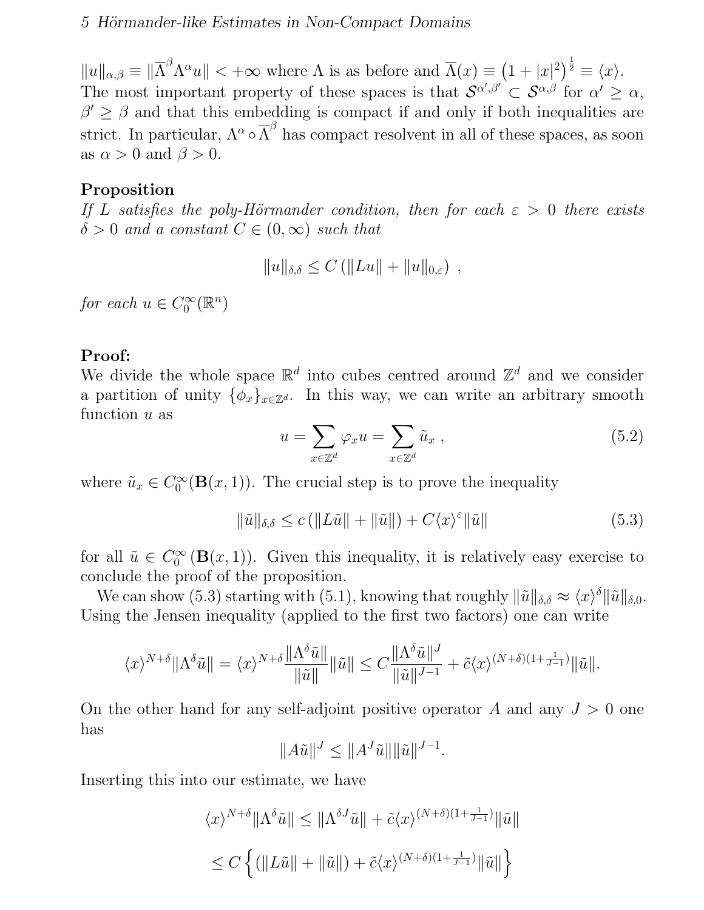$\|u\|_{\alpha,\beta} \equiv \|\overline{\Lambda}^{\beta}\Lambda^{\alpha}u\| < +\infty$ where $\Lambda$ is as before and $\overline{\Lambda}(x) \equiv \left(1+|x|^2\right)^{\frac{1}{2}} \equiv \langle x\rangle$. The most important property of these spaces is that $\mathcal{S}^{\alpha',\beta'} \subset \mathcal{S}^{\alpha,\beta}$ for $\alpha' \geq \alpha$, $\beta' \geq \beta$ and that this embedding is compact if and only if both inequalities are strict. In particular, $\Lambda^{\alpha} \circ \overline{\Lambda}^{\beta}$ has compact resolvent in all of these spaces, as soon as $\alpha > 0$ and $\beta > 0$.

**Proposition**
*If $L$ satisfies the poly-Hörmander condition, then for each $\varepsilon > 0$ there exists $\delta > 0$ and a constant $C \in (0, \infty)$ such that*

$$\|u\|_{\delta,\delta} \leq C\left(\|Lu\| + \|u\|_{0,\varepsilon}\right) \ ,$$

*for each $u \in C_0^{\infty}(\mathbb{R}^n)$*

**Proof:**
We divide the whole space $\mathbb{R}^d$ into cubes centred around $\mathbb{Z}^d$ and we consider a partition of unity $\{\phi_x\}_{x\in\mathbb{Z}^d}$. In this way, we can write an arbitrary smooth function $u$ as

$$u = \sum_{x\in\mathbb{Z}^d} \varphi_x u = \sum_{x\in\mathbb{Z}^d} \tilde{u}_x \ , \tag{5.2}$$

where $\tilde{u}_x \in C_0^{\infty}(\mathbf{B}(x,1))$. The crucial step is to prove the inequality

$$\|\tilde{u}\|_{\delta,\delta} \leq c\left(\|L\tilde{u}\| + \|\tilde{u}\|\right) + C\langle x\rangle^{\varepsilon}\|\tilde{u}\| \tag{5.3}$$

for all $\tilde{u} \in C_0^{\infty}(\mathbf{B}(x,1))$. Given this inequality, it is relatively easy exercise to conclude the proof of the proposition.

We can show (5.3) starting with (5.1), knowing that roughly $\|\tilde{u}\|_{\delta,\delta} \approx \langle x\rangle^{\delta}\|\tilde{u}\|_{\delta,0}$. Using the Jensen inequality (applied to the first two factors) one can write

$$\langle x\rangle^{N+\delta}\|\Lambda^{\delta}\tilde{u}\| = \langle x\rangle^{N+\delta}\frac{\|\Lambda^{\delta}\tilde{u}\|}{\|\tilde{u}\|}\|\tilde{u}\| \leq C\frac{\|\Lambda^{\delta}\tilde{u}\|^{J}}{\|\tilde{u}\|^{J-1}} + \tilde{c}\langle x\rangle^{(N+\delta)(1+\frac{1}{J-1})}\|\tilde{u}\|.$$

On the other hand for any self-adjoint positive operator $A$ and any $J > 0$ one has

$$\|A\tilde{u}\|^{J} \leq \|A^{J}\tilde{u}\|\|\tilde{u}\|^{J-1}.$$

Inserting this into our estimate, we have

$$\begin{aligned}\langle x\rangle^{N+\delta}\|\Lambda^{\delta}\tilde{u}\| &\leq \|\Lambda^{\delta J}\tilde{u}\| + \tilde{c}\langle x\rangle^{(N+\delta)(1+\frac{1}{J-1})}\|\tilde{u}\| \\ &\leq C\left\{\left(\|L\tilde{u}\| + \|\tilde{u}\|\right) + \tilde{c}\langle x\rangle^{(N+\delta)(1+\frac{1}{J-1})}\|\tilde{u}\|\right\}\end{aligned}$$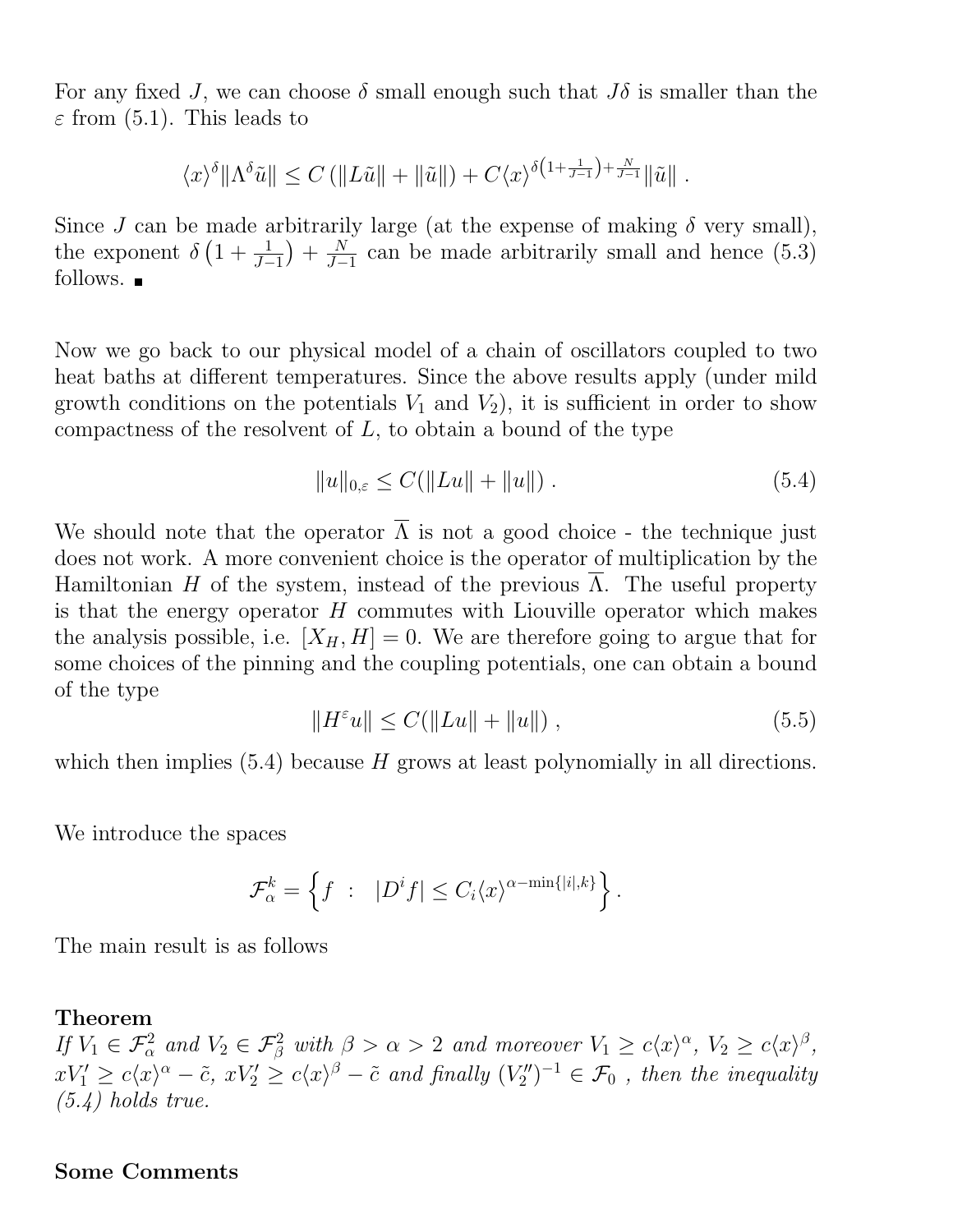For any fixed $J$, we can choose $\delta$ small enough such that $J\delta$ is smaller than the $\varepsilon$ from (5.1). This leads to

$$\langle x\rangle^{\delta}\|\Lambda^{\delta}\tilde{u}\| \le C\left(\|L\tilde{u}\| + \|\tilde{u}\|\right) + C\langle x\rangle^{\delta\left(1+\frac{1}{J-1}\right)+\frac{N}{J-1}}\|\tilde{u}\| \,.$$

Since $J$ can be made arbitrarily large (at the expense of making $\delta$ very small), the exponent $\delta\left(1+\frac{1}{J-1}\right)+\frac{N}{J-1}$ can be made arbitrarily small and hence (5.3) follows. ∎

Now we go back to our physical model of a chain of oscillators coupled to two heat baths at different temperatures. Since the above results apply (under mild growth conditions on the potentials $V_1$ and $V_2$), it is sufficient in order to show compactness of the resolvent of $L$, to obtain a bound of the type

$$\|u\|_{0,\varepsilon} \le C(\|Lu\| + \|u\|) \,. \tag{5.4}$$

We should note that the operator $\overline{\Lambda}$ is not a good choice - the technique just does not work. A more convenient choice is the operator of multiplication by the Hamiltonian $H$ of the system, instead of the previous $\overline{\Lambda}$. The useful property is that the energy operator $H$ commutes with Liouville operator which makes the analysis possible, i.e. $[X_H, H] = 0$. We are therefore going to argue that for some choices of the pinning and the coupling potentials, one can obtain a bound of the type

$$\|H^{\varepsilon}u\| \le C(\|Lu\| + \|u\|) \,, \tag{5.5}$$

which then implies (5.4) because $H$ grows at least polynomially in all directions.

We introduce the spaces

$$\mathcal{F}_{\alpha}^{k} = \left\{ f \;:\; |D^{i}f| \le C_i\langle x\rangle^{\alpha-\min\{|i|,k\}} \right\}.$$

The main result is as follows

**Theorem**
*If $V_1 \in \mathcal{F}_{\alpha}^2$ and $V_2 \in \mathcal{F}_{\beta}^2$ with $\beta > \alpha > 2$ and moreover $V_1 \ge c\langle x\rangle^{\alpha}$, $V_2 \ge c\langle x\rangle^{\beta}$, $xV_1' \ge c\langle x\rangle^{\alpha} - \tilde{c}$, $xV_2' \ge c\langle x\rangle^{\beta} - \tilde{c}$ and finally $(V_2'')^{-1} \in \mathcal{F}_0$ , then the inequality (5.4) holds true.*

**Some Comments**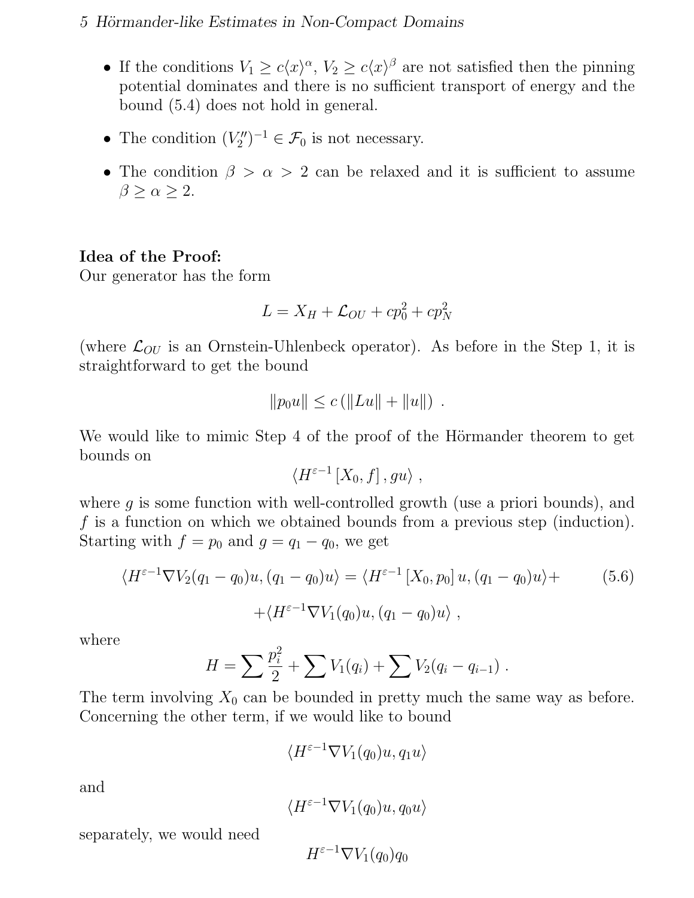- If the conditions $V_1 \geq c\langle x\rangle^\alpha$, $V_2 \geq c\langle x\rangle^\beta$ are not satisfied then the pinning potential dominates and there is no sufficient transport of energy and the bound (5.4) does not hold in general.
- The condition $(V_2'')^{-1} \in \mathcal{F}_0$ is not necessary.
- The condition $\beta > \alpha > 2$ can be relaxed and it is sufficient to assume $\beta \geq \alpha \geq 2$.

**Idea of the Proof:**
Our generator has the form

$$L = X_H + \mathcal{L}_{OU} + cp_0^2 + cp_N^2$$

(where $\mathcal{L}_{OU}$ is an Ornstein-Uhlenbeck operator). As before in the Step 1, it is straightforward to get the bound

$$\|p_0 u\| \leq c\left(\|Lu\| + \|u\|\right) .$$

We would like to mimic Step 4 of the proof of the Hörmander theorem to get bounds on

$$\langle H^{\varepsilon-1}\left[X_0, f\right], gu\rangle ,$$

where $g$ is some function with well-controlled growth (use a priori bounds), and $f$ is a function on which we obtained bounds from a previous step (induction). Starting with $f = p_0$ and $g = q_1 - q_0$, we get

$$\langle H^{\varepsilon-1}\nabla V_2(q_1 - q_0)u, (q_1 - q_0)u\rangle = \langle H^{\varepsilon-1}\left[X_0, p_0\right]u, (q_1 - q_0)u\rangle + \tag{5.6}$$

$$+\langle H^{\varepsilon-1}\nabla V_1(q_0)u, (q_1 - q_0)u\rangle ,$$

where

$$H = \sum \frac{p_i^2}{2} + \sum V_1(q_i) + \sum V_2(q_i - q_{i-1}) .$$

The term involving $X_0$ can be bounded in pretty much the same way as before. Concerning the other term, if we would like to bound

$$\langle H^{\varepsilon-1}\nabla V_1(q_0)u, q_1 u\rangle$$

and

$$\langle H^{\varepsilon-1}\nabla V_1(q_0)u, q_0 u\rangle$$

separately, we would need

$$H^{\varepsilon-1}\nabla V_1(q_0)q_0$$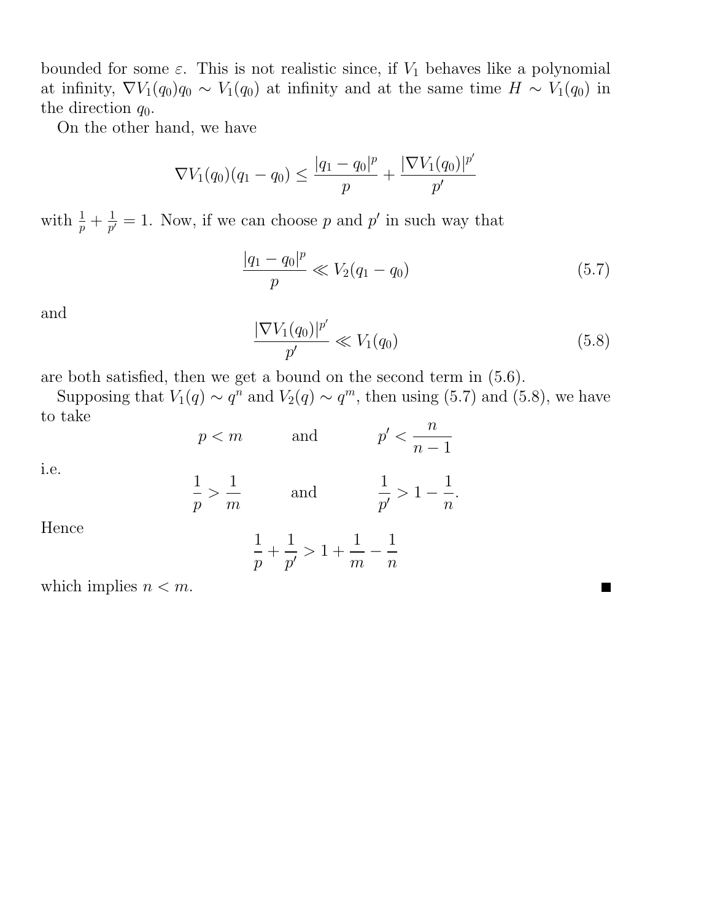bounded for some $\varepsilon$. This is not realistic since, if $V_1$ behaves like a polynomial at infinity, $\nabla V_1(q_0)q_0 \sim V_1(q_0)$ at infinity and at the same time $H \sim V_1(q_0)$ in the direction $q_0$.

On the other hand, we have

$$\nabla V_1(q_0)(q_1 - q_0) \leq \frac{|q_1 - q_0|^p}{p} + \frac{|\nabla V_1(q_0)|^{p'}}{p'}$$

with $\frac{1}{p} + \frac{1}{p'} = 1$. Now, if we can choose $p$ and $p'$ in such way that

$$\frac{|q_1 - q_0|^p}{p} \ll V_2(q_1 - q_0) \tag{5.7}$$

and

$$\frac{|\nabla V_1(q_0)|^{p'}}{p'} \ll V_1(q_0) \tag{5.8}$$

are both satisfied, then we get a bound on the second term in (5.6).

Supposing that $V_1(q) \sim q^n$ and $V_2(q) \sim q^m$, then using (5.7) and (5.8), we have to take

$$p < m \qquad \text{and} \qquad p' < \frac{n}{n-1}$$

i.e.

$$\frac{1}{p} > \frac{1}{m} \qquad \text{and} \qquad \frac{1}{p'} > 1 - \frac{1}{n}.$$

Hence

$$\frac{1}{p} + \frac{1}{p'} > 1 + \frac{1}{m} - \frac{1}{n}$$

which implies $n < m$. ■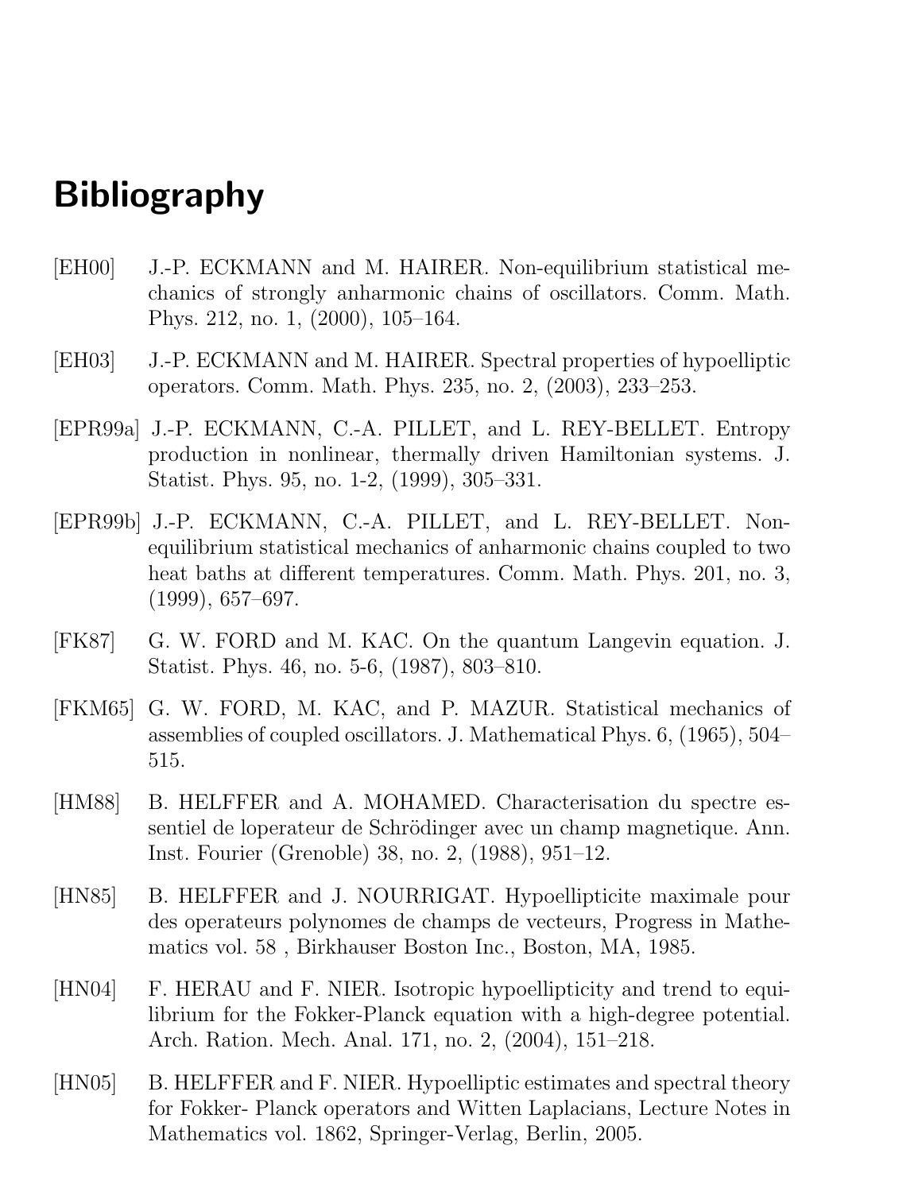# Bibliography

[EH00] J.-P. ECKMANN and M. HAIRER. Non-equilibrium statistical mechanics of strongly anharmonic chains of oscillators. Comm. Math. Phys. 212, no. 1, (2000), 105–164.

[EH03] J.-P. ECKMANN and M. HAIRER. Spectral properties of hypoelliptic operators. Comm. Math. Phys. 235, no. 2, (2003), 233–253.

[EPR99a] J.-P. ECKMANN, C.-A. PILLET, and L. REY-BELLET. Entropy production in nonlinear, thermally driven Hamiltonian systems. J. Statist. Phys. 95, no. 1-2, (1999), 305–331.

[EPR99b] J.-P. ECKMANN, C.-A. PILLET, and L. REY-BELLET. Non-equilibrium statistical mechanics of anharmonic chains coupled to two heat baths at different temperatures. Comm. Math. Phys. 201, no. 3, (1999), 657–697.

[FK87] G. W. FORD and M. KAC. On the quantum Langevin equation. J. Statist. Phys. 46, no. 5-6, (1987), 803–810.

[FKM65] G. W. FORD, M. KAC, and P. MAZUR. Statistical mechanics of assemblies of coupled oscillators. J. Mathematical Phys. 6, (1965), 504–515.

[HM88] B. HELFFER and A. MOHAMED. Characterisation du spectre essentiel de loperateur de Schrödinger avec un champ magnetique. Ann. Inst. Fourier (Grenoble) 38, no. 2, (1988), 951–12.

[HN85] B. HELFFER and J. NOURRIGAT. Hypoellipticite maximale pour des operateurs polynomes de champs de vecteurs, Progress in Mathematics vol. 58 , Birkhauser Boston Inc., Boston, MA, 1985.

[HN04] F. HERAU and F. NIER. Isotropic hypoellipticity and trend to equilibrium for the Fokker-Planck equation with a high-degree potential. Arch. Ration. Mech. Anal. 171, no. 2, (2004), 151–218.

[HN05] B. HELFFER and F. NIER. Hypoelliptic estimates and spectral theory for Fokker- Planck operators and Witten Laplacians, Lecture Notes in Mathematics vol. 1862, Springer-Verlag, Berlin, 2005.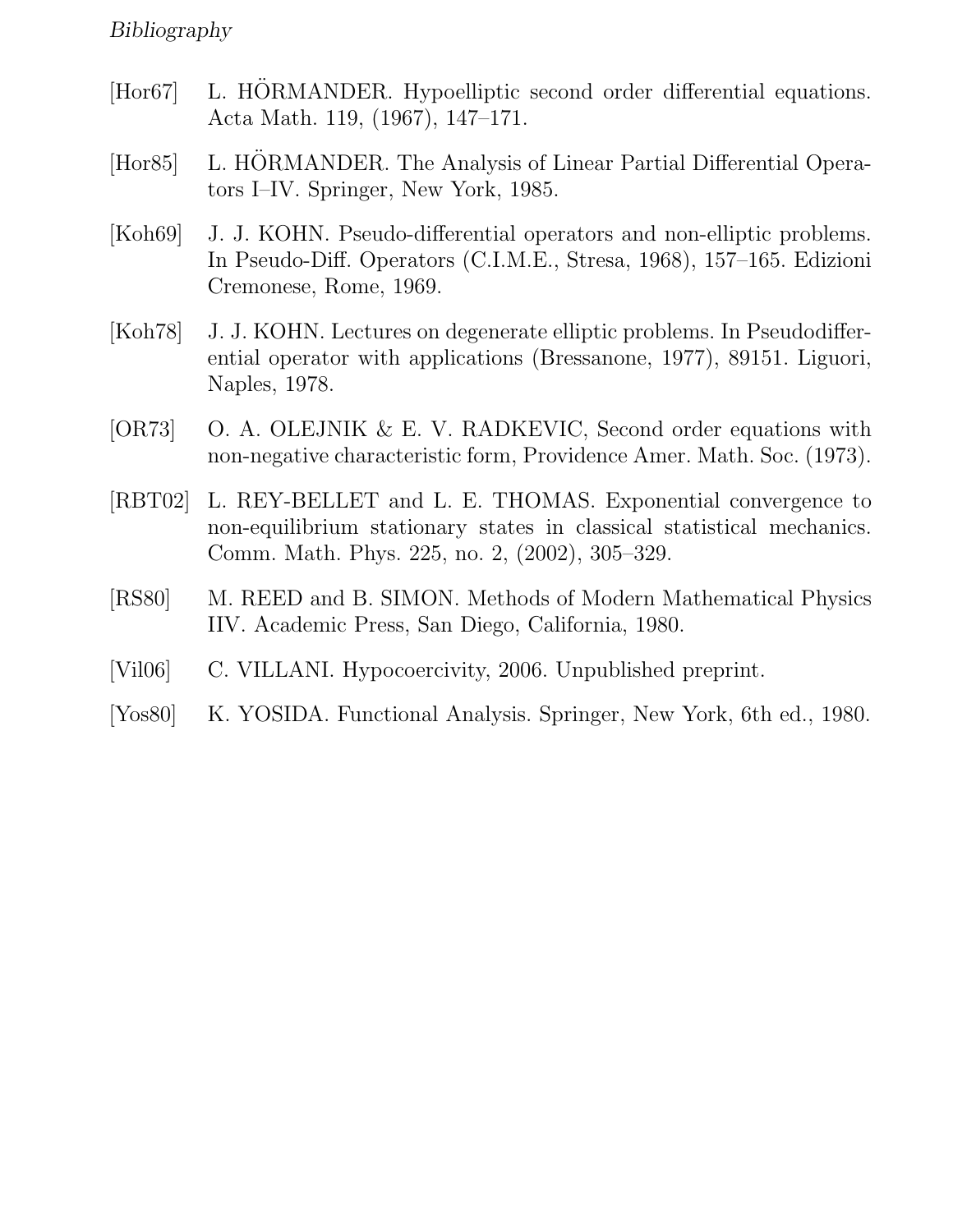- [Hor67] L. HÖRMANDER. Hypoelliptic second order differential equations. Acta Math. 119, (1967), 147–171.
- [Hor85] L. HÖRMANDER. The Analysis of Linear Partial Differential Operators I–IV. Springer, New York, 1985.
- [Koh69] J. J. KOHN. Pseudo-differential operators and non-elliptic problems. In Pseudo-Diff. Operators (C.I.M.E., Stresa, 1968), 157–165. Edizioni Cremonese, Rome, 1969.
- [Koh78] J. J. KOHN. Lectures on degenerate elliptic problems. In Pseudodifferential operator with applications (Bressanone, 1977), 89151. Liguori, Naples, 1978.
- [OR73] O. A. OLEJNIK & E. V. RADKEVIC, Second order equations with non-negative characteristic form, Providence Amer. Math. Soc. (1973).
- [RBT02] L. REY-BELLET and L. E. THOMAS. Exponential convergence to non-equilibrium stationary states in classical statistical mechanics. Comm. Math. Phys. 225, no. 2, (2002), 305–329.
- [RS80] M. REED and B. SIMON. Methods of Modern Mathematical Physics IIV. Academic Press, San Diego, California, 1980.
- [Vil06] C. VILLANI. Hypocoercivity, 2006. Unpublished preprint.
- [Yos80] K. YOSIDA. Functional Analysis. Springer, New York, 6th ed., 1980.